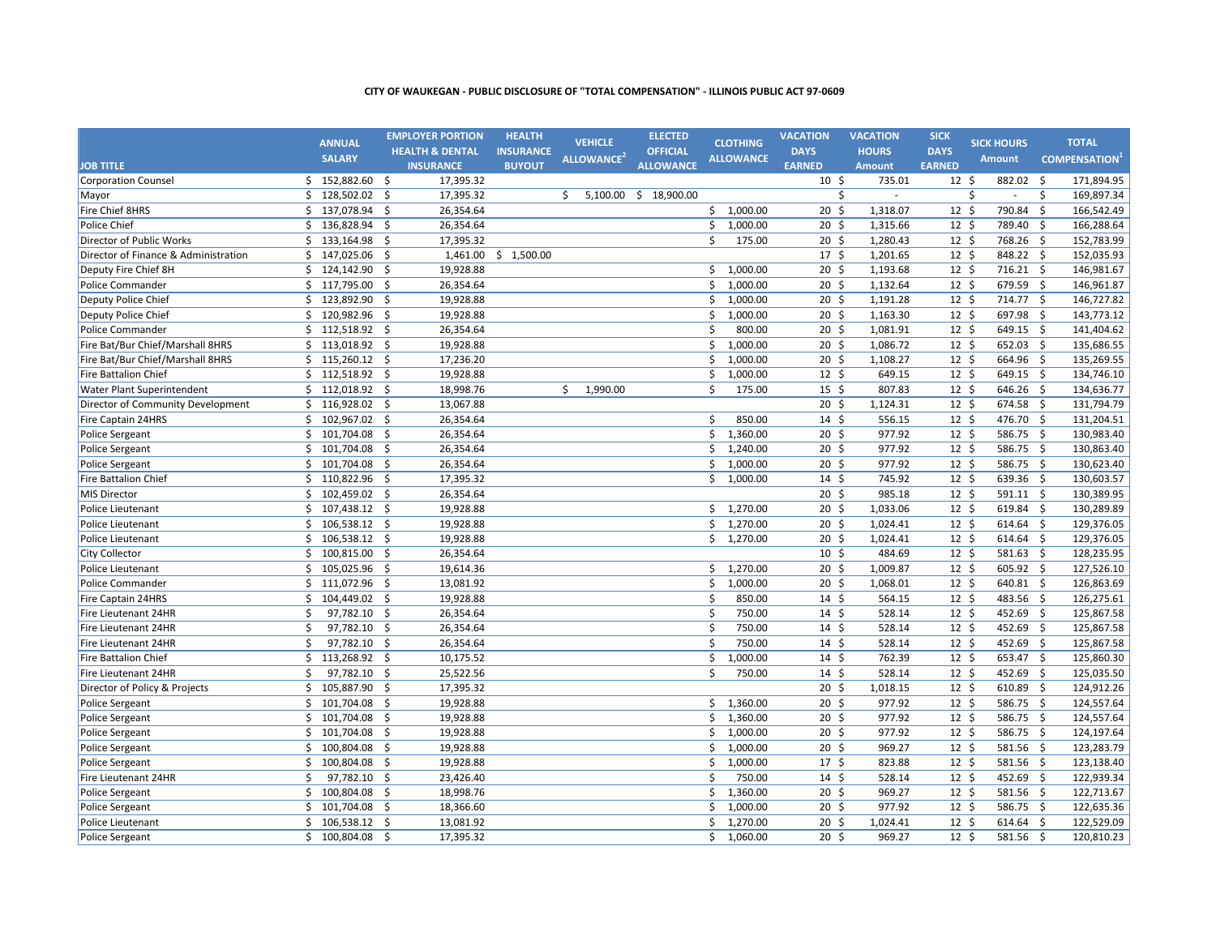**CITY OF WAUKEGAN - PUBLIC DISCLOSURE OF "TOTAL COMPENSATION" - ILLINOIS PUBLIC ACT 97-0609**

| JOB TITLE | ANNUAL SALARY | EMPLOYER PORTION HEALTH & DENTAL INSURANCE | HEALTH INSURANCE BUYOUT | VEHICLE ALLOWANCE[2] | ELECTED OFFICIAL ALLOWANCE | CLOTHING ALLOWANCE | VACATION DAYS EARNED | VACATION HOURS Amount | SICK DAYS EARNED | SICK HOURS Amount | TOTAL COMPENSATION[1] |
|---|---|---|---|---|---|---|---|---|---|---|---|
| Corporation Counsel | $ 152,882.60 | $ 17,395.32 | | | | | 10 | $ 735.01 | 12 | $ 882.02 | $ 171,894.95 |
| Mayor | $ 128,502.02 | $ 17,395.32 | | $ 5,100.00 | $ 18,900.00 | | | $ - | | $ - | $ 169,897.34 |
| Fire Chief 8HRS | $ 137,078.94 | $ 26,354.64 | | | | $ 1,000.00 | 20 | $ 1,318.07 | 12 | $ 790.84 | $ 166,542.49 |
| Police Chief | $ 136,828.94 | $ 26,354.64 | | | | $ 1,000.00 | 20 | $ 1,315.66 | 12 | $ 789.40 | $ 166,288.64 |
| Director of Public Works | $ 133,164.98 | $ 17,395.32 | | | | $ 175.00 | 20 | $ 1,280.43 | 12 | $ 768.26 | $ 152,783.99 |
| Director of Finance & Administration | $ 147,025.06 | $ 1,461.00 | $ 1,500.00 | | | | 17 | $ 1,201.65 | 12 | $ 848.22 | $ 152,035.93 |
| Deputy Fire Chief 8H | $ 124,142.90 | $ 19,928.88 | | | | $ 1,000.00 | 20 | $ 1,193.68 | 12 | $ 716.21 | $ 146,981.67 |
| Police Commander | $ 117,795.00 | $ 26,354.64 | | | | $ 1,000.00 | 20 | $ 1,132.64 | 12 | $ 679.59 | $ 146,961.87 |
| Deputy Police Chief | $ 123,892.90 | $ 19,928.88 | | | | $ 1,000.00 | 20 | $ 1,191.28 | 12 | $ 714.77 | $ 146,727.82 |
| Deputy Police Chief | $ 120,982.96 | $ 19,928.88 | | | | $ 1,000.00 | 20 | $ 1,163.30 | 12 | $ 697.98 | $ 143,773.12 |
| Police Commander | $ 112,518.92 | $ 26,354.64 | | | | $ 800.00 | 20 | $ 1,081.91 | 12 | $ 649.15 | $ 141,404.62 |
| Fire Bat/Bur Chief/Marshall 8HRS | $ 113,018.92 | $ 19,928.88 | | | | $ 1,000.00 | 20 | $ 1,086.72 | 12 | $ 652.03 | $ 135,686.55 |
| Fire Bat/Bur Chief/Marshall 8HRS | $ 115,260.12 | $ 17,236.20 | | | | $ 1,000.00 | 20 | $ 1,108.27 | 12 | $ 664.96 | $ 135,269.55 |
| Fire Battalion Chief | $ 112,518.92 | $ 19,928.88 | | | | $ 1,000.00 | 12 | $ 649.15 | 12 | $ 649.15 | $ 134,746.10 |
| Water Plant Superintendent | $ 112,018.92 | $ 18,998.76 | | $ 1,990.00 | | $ 175.00 | 15 | $ 807.83 | 12 | $ 646.26 | $ 134,636.77 |
| Director of Community Development | $ 116,928.02 | $ 13,067.88 | | | | | 20 | $ 1,124.31 | 12 | $ 674.58 | $ 131,794.79 |
| Fire Captain 24HRS | $ 102,967.02 | $ 26,354.64 | | | | $ 850.00 | 14 | $ 556.15 | 12 | $ 476.70 | $ 131,204.51 |
| Police Sergeant | $ 101,704.08 | $ 26,354.64 | | | | $ 1,360.00 | 20 | $ 977.92 | 12 | $ 586.75 | $ 130,983.40 |
| Police Sergeant | $ 101,704.08 | $ 26,354.64 | | | | $ 1,240.00 | 20 | $ 977.92 | 12 | $ 586.75 | $ 130,863.40 |
| Police Sergeant | $ 101,704.08 | $ 26,354.64 | | | | $ 1,000.00 | 20 | $ 977.92 | 12 | $ 586.75 | $ 130,623.40 |
| Fire Battalion Chief | $ 110,822.96 | $ 17,395.32 | | | | $ 1,000.00 | 14 | $ 745.92 | 12 | $ 639.36 | $ 130,603.57 |
| MIS Director | $ 102,459.02 | $ 26,354.64 | | | | | 20 | $ 985.18 | 12 | $ 591.11 | $ 130,389.95 |
| Police Lieutenant | $ 107,438.12 | $ 19,928.88 | | | | $ 1,270.00 | 20 | $ 1,033.06 | 12 | $ 619.84 | $ 130,289.89 |
| Police Lieutenant | $ 106,538.12 | $ 19,928.88 | | | | $ 1,270.00 | 20 | $ 1,024.41 | 12 | $ 614.64 | $ 129,376.05 |
| Police Lieutenant | $ 106,538.12 | $ 19,928.88 | | | | $ 1,270.00 | 20 | $ 1,024.41 | 12 | $ 614.64 | $ 129,376.05 |
| City Collector | $ 100,815.00 | $ 26,354.64 | | | | | 10 | $ 484.69 | 12 | $ 581.63 | $ 128,235.95 |
| Police Lieutenant | $ 105,025.96 | $ 19,614.36 | | | | $ 1,270.00 | 20 | $ 1,009.87 | 12 | $ 605.92 | $ 127,526.10 |
| Police Commander | $ 111,072.96 | $ 13,081.92 | | | | $ 1,000.00 | 20 | $ 1,068.01 | 12 | $ 640.81 | $ 126,863.69 |
| Fire Captain 24HRS | $ 104,449.02 | $ 19,928.88 | | | | $ 850.00 | 14 | $ 564.15 | 12 | $ 483.56 | $ 126,275.61 |
| Fire Lieutenant 24HR | $ 97,782.10 | $ 26,354.64 | | | | $ 750.00 | 14 | $ 528.14 | 12 | $ 452.69 | $ 125,867.58 |
| Fire Lieutenant 24HR | $ 97,782.10 | $ 26,354.64 | | | | $ 750.00 | 14 | $ 528.14 | 12 | $ 452.69 | $ 125,867.58 |
| Fire Lieutenant 24HR | $ 97,782.10 | $ 26,354.64 | | | | $ 750.00 | 14 | $ 528.14 | 12 | $ 452.69 | $ 125,867.58 |
| Fire Battalion Chief | $ 113,268.92 | $ 10,175.52 | | | | $ 1,000.00 | 14 | $ 762.39 | 12 | $ 653.47 | $ 125,860.30 |
| Fire Lieutenant 24HR | $ 97,782.10 | $ 25,522.56 | | | | $ 750.00 | 14 | $ 528.14 | 12 | $ 452.69 | $ 125,035.50 |
| Director of Policy & Projects | $ 105,887.90 | $ 17,395.32 | | | | | 20 | $ 1,018.15 | 12 | $ 610.89 | $ 124,912.26 |
| Police Sergeant | $ 101,704.08 | $ 19,928.88 | | | | $ 1,360.00 | 20 | $ 977.92 | 12 | $ 586.75 | $ 124,557.64 |
| Police Sergeant | $ 101,704.08 | $ 19,928.88 | | | | $ 1,360.00 | 20 | $ 977.92 | 12 | $ 586.75 | $ 124,557.64 |
| Police Sergeant | $ 101,704.08 | $ 19,928.88 | | | | $ 1,000.00 | 20 | $ 977.92 | 12 | $ 586.75 | $ 124,197.64 |
| Police Sergeant | $ 100,804.08 | $ 19,928.88 | | | | $ 1,000.00 | 20 | $ 969.27 | 12 | $ 581.56 | $ 123,283.79 |
| Police Sergeant | $ 100,804.08 | $ 19,928.88 | | | | $ 1,000.00 | 17 | $ 823.88 | 12 | $ 581.56 | $ 123,138.40 |
| Fire Lieutenant 24HR | $ 97,782.10 | $ 23,426.40 | | | | $ 750.00 | 14 | $ 528.14 | 12 | $ 452.69 | $ 122,939.34 |
| Police Sergeant | $ 100,804.08 | $ 18,998.76 | | | | $ 1,360.00 | 20 | $ 969.27 | 12 | $ 581.56 | $ 122,713.67 |
| Police Sergeant | $ 101,704.08 | $ 18,366.60 | | | | $ 1,000.00 | 20 | $ 977.92 | 12 | $ 586.75 | $ 122,635.36 |
| Police Lieutenant | $ 106,538.12 | $ 13,081.92 | | | | $ 1,270.00 | 20 | $ 1,024.41 | 12 | $ 614.64 | $ 122,529.09 |
| Police Sergeant | $ 100,804.08 | $ 17,395.32 | | | | $ 1,060.00 | 20 | $ 969.27 | 12 | $ 581.56 | $ 120,810.23 |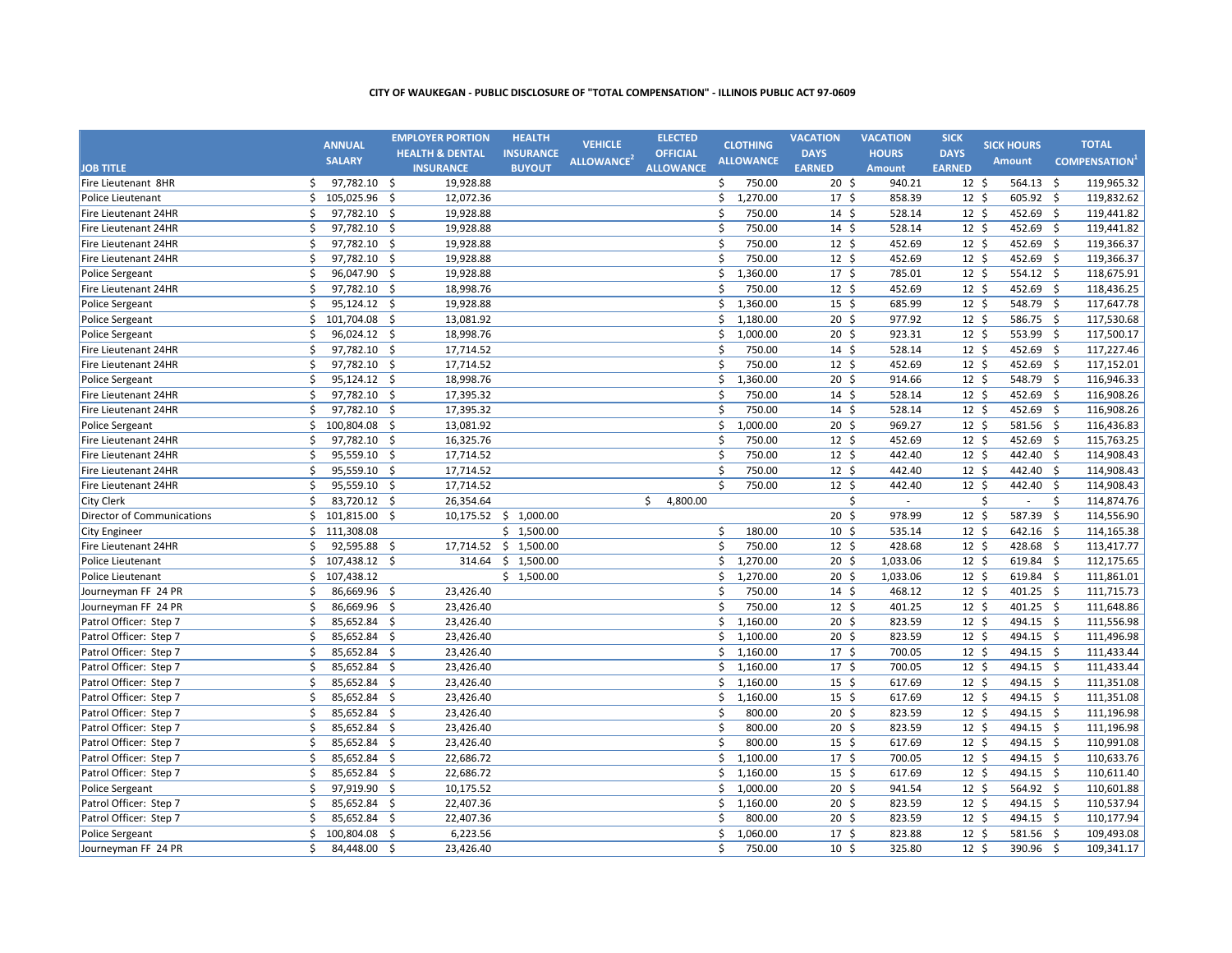**CITY OF WAUKEGAN - PUBLIC DISCLOSURE OF "TOTAL COMPENSATION" - ILLINOIS PUBLIC ACT 97-0609**

| JOB TITLE | ANNUAL SALARY | EMPLOYER PORTION HEALTH & DENTAL INSURANCE | HEALTH INSURANCE BUYOUT | VEHICLE ALLOWANCE[2] | ELECTED OFFICIAL ALLOWANCE | CLOTHING ALLOWANCE | VACATION DAYS EARNED | VACATION HOURS Amount | SICK DAYS EARNED | SICK HOURS Amount | TOTAL COMPENSATION[1] |
|---|---|---|---|---|---|---|---|---|---|---|---|
| Fire Lieutenant 8HR | $ 97,782.10 | $ 19,928.88 | | | | $ 750.00 | 20 | $ 940.21 | 12 | $ 564.13 | $ 119,965.32 |
| Police Lieutenant | $ 105,025.96 | $ 12,072.36 | | | | $ 1,270.00 | 17 | $ 858.39 | 12 | $ 605.92 | $ 119,832.62 |
| Fire Lieutenant 24HR | $ 97,782.10 | $ 19,928.88 | | | | $ 750.00 | 14 | $ 528.14 | 12 | $ 452.69 | $ 119,441.82 |
| Fire Lieutenant 24HR | $ 97,782.10 | $ 19,928.88 | | | | $ 750.00 | 14 | $ 528.14 | 12 | $ 452.69 | $ 119,441.82 |
| Fire Lieutenant 24HR | $ 97,782.10 | $ 19,928.88 | | | | $ 750.00 | 12 | $ 452.69 | 12 | $ 452.69 | $ 119,366.37 |
| Fire Lieutenant 24HR | $ 97,782.10 | $ 19,928.88 | | | | $ 750.00 | 12 | $ 452.69 | 12 | $ 452.69 | $ 119,366.37 |
| Police Sergeant | $ 96,047.90 | $ 19,928.88 | | | | $ 1,360.00 | 17 | $ 785.01 | 12 | $ 554.12 | $ 118,675.91 |
| Fire Lieutenant 24HR | $ 97,782.10 | $ 18,998.76 | | | | $ 750.00 | 12 | $ 452.69 | 12 | $ 452.69 | $ 118,436.25 |
| Police Sergeant | $ 95,124.12 | $ 19,928.88 | | | | $ 1,360.00 | 15 | $ 685.99 | 12 | $ 548.79 | $ 117,647.78 |
| Police Sergeant | $ 101,704.08 | $ 13,081.92 | | | | $ 1,180.00 | 20 | $ 977.92 | 12 | $ 586.75 | $ 117,530.68 |
| Police Sergeant | $ 96,024.12 | $ 18,998.76 | | | | $ 1,000.00 | 20 | $ 923.31 | 12 | $ 553.99 | $ 117,500.17 |
| Fire Lieutenant 24HR | $ 97,782.10 | $ 17,714.52 | | | | $ 750.00 | 14 | $ 528.14 | 12 | $ 452.69 | $ 117,227.46 |
| Fire Lieutenant 24HR | $ 97,782.10 | $ 17,714.52 | | | | $ 750.00 | 12 | $ 452.69 | 12 | $ 452.69 | $ 117,152.01 |
| Police Sergeant | $ 95,124.12 | $ 18,998.76 | | | | $ 1,360.00 | 20 | $ 914.66 | 12 | $ 548.79 | $ 116,946.33 |
| Fire Lieutenant 24HR | $ 97,782.10 | $ 17,395.32 | | | | $ 750.00 | 14 | $ 528.14 | 12 | $ 452.69 | $ 116,908.26 |
| Fire Lieutenant 24HR | $ 97,782.10 | $ 17,395.32 | | | | $ 750.00 | 14 | $ 528.14 | 12 | $ 452.69 | $ 116,908.26 |
| Police Sergeant | $ 100,804.08 | $ 13,081.92 | | | | $ 1,000.00 | 20 | $ 969.27 | 12 | $ 581.56 | $ 116,436.83 |
| Fire Lieutenant 24HR | $ 97,782.10 | $ 16,325.76 | | | | $ 750.00 | 12 | $ 452.69 | 12 | $ 452.69 | $ 115,763.25 |
| Fire Lieutenant 24HR | $ 95,559.10 | $ 17,714.52 | | | | $ 750.00 | 12 | $ 442.40 | 12 | $ 442.40 | $ 114,908.43 |
| Fire Lieutenant 24HR | $ 95,559.10 | $ 17,714.52 | | | | $ 750.00 | 12 | $ 442.40 | 12 | $ 442.40 | $ 114,908.43 |
| Fire Lieutenant 24HR | $ 95,559.10 | $ 17,714.52 | | | | $ 750.00 | 12 | $ 442.40 | 12 | $ 442.40 | $ 114,908.43 |
| City Clerk | $ 83,720.12 | $ 26,354.64 | | | $ 4,800.00 | | | $ - | | $ - | $ 114,874.76 |
| Director of Communications | $ 101,815.00 | $ 10,175.52 | $ 1,000.00 | | | | 20 | $ 978.99 | 12 | $ 587.39 | $ 114,556.90 |
| City Engineer | $ 111,308.08 | | $ 1,500.00 | | | $ 180.00 | 10 | $ 535.14 | 12 | $ 642.16 | $ 114,165.38 |
| Fire Lieutenant 24HR | $ 92,595.88 | $ 17,714.52 | $ 1,500.00 | | | $ 750.00 | 12 | $ 428.68 | 12 | $ 428.68 | $ 113,417.77 |
| Police Lieutenant | $ 107,438.12 | $ 314.64 | $ 1,500.00 | | | $ 1,270.00 | 20 | $ 1,033.06 | 12 | $ 619.84 | $ 112,175.65 |
| Police Lieutenant | $ 107,438.12 | | $ 1,500.00 | | | $ 1,270.00 | 20 | $ 1,033.06 | 12 | $ 619.84 | $ 111,861.01 |
| Journeyman FF 24 PR | $ 86,669.96 | $ 23,426.40 | | | | $ 750.00 | 14 | $ 468.12 | 12 | $ 401.25 | $ 111,715.73 |
| Journeyman FF 24 PR | $ 86,669.96 | $ 23,426.40 | | | | $ 750.00 | 12 | $ 401.25 | 12 | $ 401.25 | $ 111,648.86 |
| Patrol Officer: Step 7 | $ 85,652.84 | $ 23,426.40 | | | | $ 1,160.00 | 20 | $ 823.59 | 12 | $ 494.15 | $ 111,556.98 |
| Patrol Officer: Step 7 | $ 85,652.84 | $ 23,426.40 | | | | $ 1,100.00 | 20 | $ 823.59 | 12 | $ 494.15 | $ 111,496.98 |
| Patrol Officer: Step 7 | $ 85,652.84 | $ 23,426.40 | | | | $ 1,160.00 | 17 | $ 700.05 | 12 | $ 494.15 | $ 111,433.44 |
| Patrol Officer: Step 7 | $ 85,652.84 | $ 23,426.40 | | | | $ 1,160.00 | 17 | $ 700.05 | 12 | $ 494.15 | $ 111,433.44 |
| Patrol Officer: Step 7 | $ 85,652.84 | $ 23,426.40 | | | | $ 1,160.00 | 15 | $ 617.69 | 12 | $ 494.15 | $ 111,351.08 |
| Patrol Officer: Step 7 | $ 85,652.84 | $ 23,426.40 | | | | $ 1,160.00 | 15 | $ 617.69 | 12 | $ 494.15 | $ 111,351.08 |
| Patrol Officer: Step 7 | $ 85,652.84 | $ 23,426.40 | | | | $ 800.00 | 20 | $ 823.59 | 12 | $ 494.15 | $ 111,196.98 |
| Patrol Officer: Step 7 | $ 85,652.84 | $ 23,426.40 | | | | $ 800.00 | 20 | $ 823.59 | 12 | $ 494.15 | $ 111,196.98 |
| Patrol Officer: Step 7 | $ 85,652.84 | $ 23,426.40 | | | | $ 800.00 | 15 | $ 617.69 | 12 | $ 494.15 | $ 110,991.08 |
| Patrol Officer: Step 7 | $ 85,652.84 | $ 22,686.72 | | | | $ 1,100.00 | 17 | $ 700.05 | 12 | $ 494.15 | $ 110,633.76 |
| Patrol Officer: Step 7 | $ 85,652.84 | $ 22,686.72 | | | | $ 1,160.00 | 15 | $ 617.69 | 12 | $ 494.15 | $ 110,611.40 |
| Police Sergeant | $ 97,919.90 | $ 10,175.52 | | | | $ 1,000.00 | 20 | $ 941.54 | 12 | $ 564.92 | $ 110,601.88 |
| Patrol Officer: Step 7 | $ 85,652.84 | $ 22,407.36 | | | | $ 1,160.00 | 20 | $ 823.59 | 12 | $ 494.15 | $ 110,537.94 |
| Patrol Officer: Step 7 | $ 85,652.84 | $ 22,407.36 | | | | $ 800.00 | 20 | $ 823.59 | 12 | $ 494.15 | $ 110,177.94 |
| Police Sergeant | $ 100,804.08 | $ 6,223.56 | | | | $ 1,060.00 | 17 | $ 823.88 | 12 | $ 581.56 | $ 109,493.08 |
| Journeyman FF 24 PR | $ 84,448.00 | $ 23,426.40 | | | | $ 750.00 | 10 | $ 325.80 | 12 | $ 390.96 | $ 109,341.17 |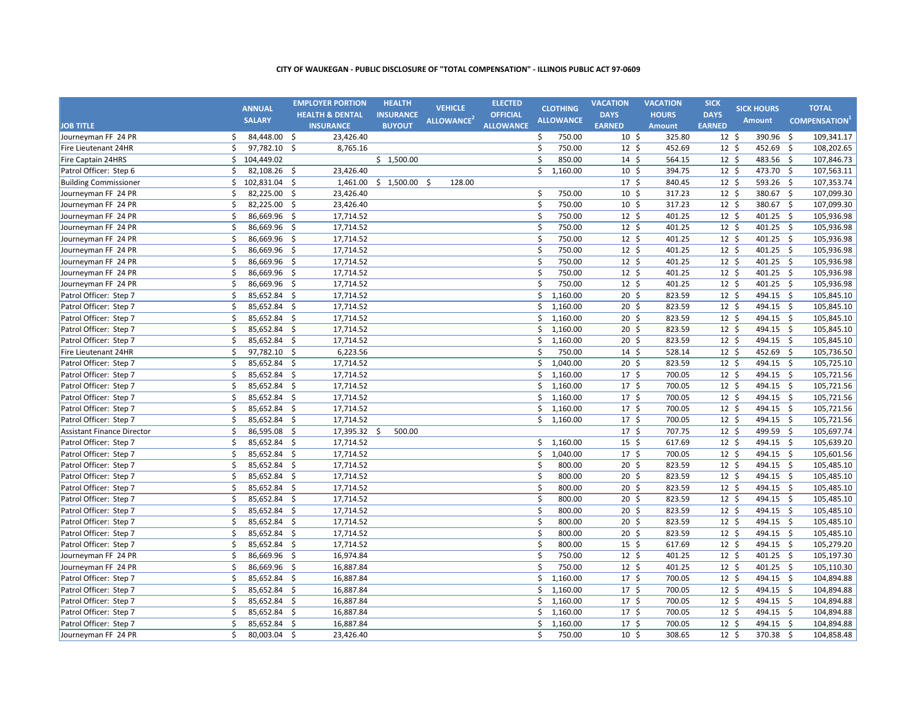**CITY OF WAUKEGAN - PUBLIC DISCLOSURE OF "TOTAL COMPENSATION" - ILLINOIS PUBLIC ACT 97-0609**

| JOB TITLE | ANNUAL SALARY | EMPLOYER PORTION HEALTH & DENTAL INSURANCE | HEALTH INSURANCE BUYOUT | VEHICLE ALLOWANCE[2] | ELECTED OFFICIAL ALLOWANCE | CLOTHING ALLOWANCE | VACATION DAYS EARNED | VACATION HOURS Amount | SICK DAYS EARNED | SICK HOURS Amount | TOTAL COMPENSATION[1] |
|---|---|---|---|---|---|---|---|---|---|---|---|
| Journeyman FF 24 PR | $ 84,448.00 | $ 23,426.40 | | | | $ 750.00 | 10 | $ 325.80 | 12 | $ 390.96 | $ 109,341.17 |
| Fire Lieutenant 24HR | $ 97,782.10 | $ 8,765.16 | | | | $ 750.00 | 12 | $ 452.69 | 12 | $ 452.69 | $ 108,202.65 |
| Fire Captain 24HRS | $ 104,449.02 | | $ 1,500.00 | | | $ 850.00 | 14 | $ 564.15 | 12 | $ 483.56 | $ 107,846.73 |
| Patrol Officer: Step 6 | $ 82,108.26 | $ 23,426.40 | | | | $ 1,160.00 | 10 | $ 394.75 | 12 | $ 473.70 | $ 107,563.11 |
| Building Commissioner | $ 102,831.04 | $ 1,461.00 | $ 1,500.00 | $ 128.00 | | | 17 | $ 840.45 | 12 | $ 593.26 | $ 107,353.74 |
| Journeyman FF 24 PR | $ 82,225.00 | $ 23,426.40 | | | | $ 750.00 | 10 | $ 317.23 | 12 | $ 380.67 | $ 107,099.30 |
| Journeyman FF 24 PR | $ 82,225.00 | $ 23,426.40 | | | | $ 750.00 | 10 | $ 317.23 | 12 | $ 380.67 | $ 107,099.30 |
| Journeyman FF 24 PR | $ 86,669.96 | $ 17,714.52 | | | | $ 750.00 | 12 | $ 401.25 | 12 | $ 401.25 | $ 105,936.98 |
| Journeyman FF 24 PR | $ 86,669.96 | $ 17,714.52 | | | | $ 750.00 | 12 | $ 401.25 | 12 | $ 401.25 | $ 105,936.98 |
| Journeyman FF 24 PR | $ 86,669.96 | $ 17,714.52 | | | | $ 750.00 | 12 | $ 401.25 | 12 | $ 401.25 | $ 105,936.98 |
| Journeyman FF 24 PR | $ 86,669.96 | $ 17,714.52 | | | | $ 750.00 | 12 | $ 401.25 | 12 | $ 401.25 | $ 105,936.98 |
| Journeyman FF 24 PR | $ 86,669.96 | $ 17,714.52 | | | | $ 750.00 | 12 | $ 401.25 | 12 | $ 401.25 | $ 105,936.98 |
| Journeyman FF 24 PR | $ 86,669.96 | $ 17,714.52 | | | | $ 750.00 | 12 | $ 401.25 | 12 | $ 401.25 | $ 105,936.98 |
| Journeyman FF 24 PR | $ 86,669.96 | $ 17,714.52 | | | | $ 750.00 | 12 | $ 401.25 | 12 | $ 401.25 | $ 105,936.98 |
| Patrol Officer: Step 7 | $ 85,652.84 | $ 17,714.52 | | | | $ 1,160.00 | 20 | $ 823.59 | 12 | $ 494.15 | $ 105,845.10 |
| Patrol Officer: Step 7 | $ 85,652.84 | $ 17,714.52 | | | | $ 1,160.00 | 20 | $ 823.59 | 12 | $ 494.15 | $ 105,845.10 |
| Patrol Officer: Step 7 | $ 85,652.84 | $ 17,714.52 | | | | $ 1,160.00 | 20 | $ 823.59 | 12 | $ 494.15 | $ 105,845.10 |
| Patrol Officer: Step 7 | $ 85,652.84 | $ 17,714.52 | | | | $ 1,160.00 | 20 | $ 823.59 | 12 | $ 494.15 | $ 105,845.10 |
| Patrol Officer: Step 7 | $ 85,652.84 | $ 17,714.52 | | | | $ 1,160.00 | 20 | $ 823.59 | 12 | $ 494.15 | $ 105,845.10 |
| Fire Lieutenant 24HR | $ 97,782.10 | $ 6,223.56 | | | | $ 750.00 | 14 | $ 528.14 | 12 | $ 452.69 | $ 105,736.50 |
| Patrol Officer: Step 7 | $ 85,652.84 | $ 17,714.52 | | | | $ 1,040.00 | 20 | $ 823.59 | 12 | $ 494.15 | $ 105,725.10 |
| Patrol Officer: Step 7 | $ 85,652.84 | $ 17,714.52 | | | | $ 1,160.00 | 17 | $ 700.05 | 12 | $ 494.15 | $ 105,721.56 |
| Patrol Officer: Step 7 | $ 85,652.84 | $ 17,714.52 | | | | $ 1,160.00 | 17 | $ 700.05 | 12 | $ 494.15 | $ 105,721.56 |
| Patrol Officer: Step 7 | $ 85,652.84 | $ 17,714.52 | | | | $ 1,160.00 | 17 | $ 700.05 | 12 | $ 494.15 | $ 105,721.56 |
| Patrol Officer: Step 7 | $ 85,652.84 | $ 17,714.52 | | | | $ 1,160.00 | 17 | $ 700.05 | 12 | $ 494.15 | $ 105,721.56 |
| Patrol Officer: Step 7 | $ 85,652.84 | $ 17,714.52 | | | | $ 1,160.00 | 17 | $ 700.05 | 12 | $ 494.15 | $ 105,721.56 |
| Assistant Finance Director | $ 86,595.08 | $ 17,395.32 | $ 500.00 | | | | 17 | $ 707.75 | 12 | $ 499.59 | $ 105,697.74 |
| Patrol Officer: Step 7 | $ 85,652.84 | $ 17,714.52 | | | | $ 1,160.00 | 15 | $ 617.69 | 12 | $ 494.15 | $ 105,639.20 |
| Patrol Officer: Step 7 | $ 85,652.84 | $ 17,714.52 | | | | $ 1,040.00 | 17 | $ 700.05 | 12 | $ 494.15 | $ 105,601.56 |
| Patrol Officer: Step 7 | $ 85,652.84 | $ 17,714.52 | | | | $ 800.00 | 20 | $ 823.59 | 12 | $ 494.15 | $ 105,485.10 |
| Patrol Officer: Step 7 | $ 85,652.84 | $ 17,714.52 | | | | $ 800.00 | 20 | $ 823.59 | 12 | $ 494.15 | $ 105,485.10 |
| Patrol Officer: Step 7 | $ 85,652.84 | $ 17,714.52 | | | | $ 800.00 | 20 | $ 823.59 | 12 | $ 494.15 | $ 105,485.10 |
| Patrol Officer: Step 7 | $ 85,652.84 | $ 17,714.52 | | | | $ 800.00 | 20 | $ 823.59 | 12 | $ 494.15 | $ 105,485.10 |
| Patrol Officer: Step 7 | $ 85,652.84 | $ 17,714.52 | | | | $ 800.00 | 20 | $ 823.59 | 12 | $ 494.15 | $ 105,485.10 |
| Patrol Officer: Step 7 | $ 85,652.84 | $ 17,714.52 | | | | $ 800.00 | 20 | $ 823.59 | 12 | $ 494.15 | $ 105,485.10 |
| Patrol Officer: Step 7 | $ 85,652.84 | $ 17,714.52 | | | | $ 800.00 | 20 | $ 823.59 | 12 | $ 494.15 | $ 105,485.10 |
| Patrol Officer: Step 7 | $ 85,652.84 | $ 17,714.52 | | | | $ 800.00 | 15 | $ 617.69 | 12 | $ 494.15 | $ 105,279.20 |
| Journeyman FF 24 PR | $ 86,669.96 | $ 16,974.84 | | | | $ 750.00 | 12 | $ 401.25 | 12 | $ 401.25 | $ 105,197.30 |
| Journeyman FF 24 PR | $ 86,669.96 | $ 16,887.84 | | | | $ 750.00 | 12 | $ 401.25 | 12 | $ 401.25 | $ 105,110.30 |
| Patrol Officer: Step 7 | $ 85,652.84 | $ 16,887.84 | | | | $ 1,160.00 | 17 | $ 700.05 | 12 | $ 494.15 | $ 104,894.88 |
| Patrol Officer: Step 7 | $ 85,652.84 | $ 16,887.84 | | | | $ 1,160.00 | 17 | $ 700.05 | 12 | $ 494.15 | $ 104,894.88 |
| Patrol Officer: Step 7 | $ 85,652.84 | $ 16,887.84 | | | | $ 1,160.00 | 17 | $ 700.05 | 12 | $ 494.15 | $ 104,894.88 |
| Patrol Officer: Step 7 | $ 85,652.84 | $ 16,887.84 | | | | $ 1,160.00 | 17 | $ 700.05 | 12 | $ 494.15 | $ 104,894.88 |
| Patrol Officer: Step 7 | $ 85,652.84 | $ 16,887.84 | | | | $ 1,160.00 | 17 | $ 700.05 | 12 | $ 494.15 | $ 104,894.88 |
| Journeyman FF 24 PR | $ 80,003.04 | $ 23,426.40 | | | | $ 750.00 | 10 | $ 308.65 | 12 | $ 370.38 | $ 104,858.48 |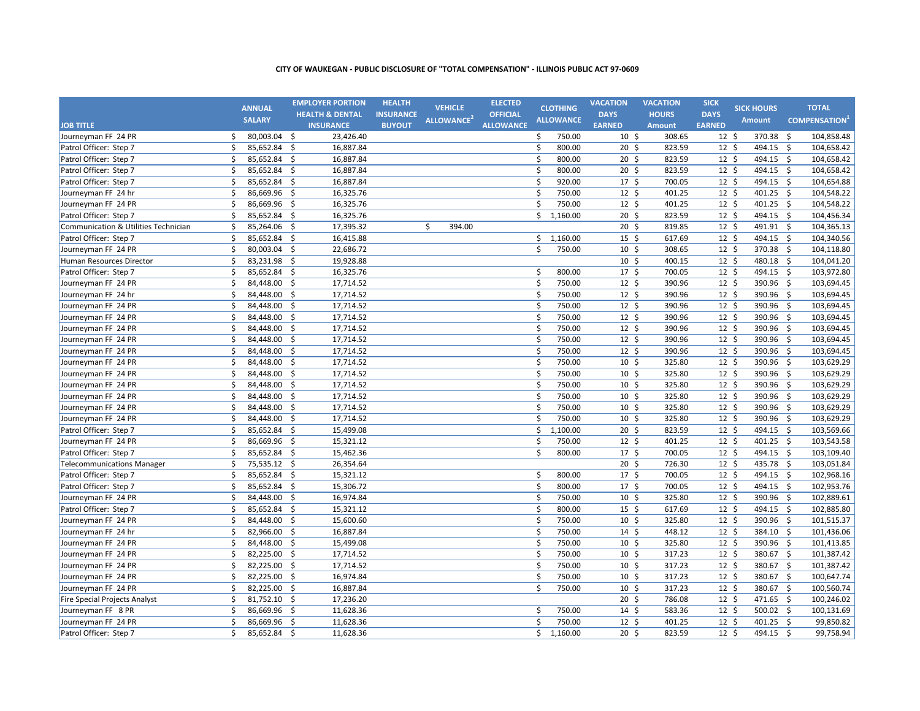**CITY OF WAUKEGAN - PUBLIC DISCLOSURE OF "TOTAL COMPENSATION" - ILLINOIS PUBLIC ACT 97-0609**

| JOB TITLE | ANNUAL SALARY | EMPLOYER PORTION HEALTH & DENTAL INSURANCE | HEALTH INSURANCE BUYOUT | VEHICLE ALLOWANCE[2] | ELECTED OFFICIAL ALLOWANCE | CLOTHING ALLOWANCE | VACATION DAYS EARNED | VACATION HOURS Amount | SICK DAYS EARNED | SICK HOURS Amount | TOTAL COMPENSATION[1] |
|---|---|---|---|---|---|---|---|---|---|---|---|
| Journeyman FF 24 PR | $ 80,003.04 | $ 23,426.40 | | | | $ 750.00 | 10 | $ 308.65 | 12 | $ 370.38 | $ 104,858.48 |
| Patrol Officer: Step 7 | $ 85,652.84 | $ 16,887.84 | | | | $ 800.00 | 20 | $ 823.59 | 12 | $ 494.15 | $ 104,658.42 |
| Patrol Officer: Step 7 | $ 85,652.84 | $ 16,887.84 | | | | $ 800.00 | 20 | $ 823.59 | 12 | $ 494.15 | $ 104,658.42 |
| Patrol Officer: Step 7 | $ 85,652.84 | $ 16,887.84 | | | | $ 800.00 | 20 | $ 823.59 | 12 | $ 494.15 | $ 104,658.42 |
| Patrol Officer: Step 7 | $ 85,652.84 | $ 16,887.84 | | | | $ 920.00 | 17 | $ 700.05 | 12 | $ 494.15 | $ 104,654.88 |
| Journeyman FF 24 hr | $ 86,669.96 | $ 16,325.76 | | | | $ 750.00 | 12 | $ 401.25 | 12 | $ 401.25 | $ 104,548.22 |
| Journeyman FF 24 PR | $ 86,669.96 | $ 16,325.76 | | | | $ 750.00 | 12 | $ 401.25 | 12 | $ 401.25 | $ 104,548.22 |
| Patrol Officer: Step 7 | $ 85,652.84 | $ 16,325.76 | | | | $ 1,160.00 | 20 | $ 823.59 | 12 | $ 494.15 | $ 104,456.34 |
| Communication & Utilities Technician | $ 85,264.06 | $ 17,395.32 | | $ 394.00 | | | 20 | $ 819.85 | 12 | $ 491.91 | $ 104,365.13 |
| Patrol Officer: Step 7 | $ 85,652.84 | $ 16,415.88 | | | | $ 1,160.00 | 15 | $ 617.69 | 12 | $ 494.15 | $ 104,340.56 |
| Journeyman FF 24 PR | $ 80,003.04 | $ 22,686.72 | | | | $ 750.00 | 10 | $ 308.65 | 12 | $ 370.38 | $ 104,118.80 |
| Human Resources Director | $ 83,231.98 | $ 19,928.88 | | | | | 10 | $ 400.15 | 12 | $ 480.18 | $ 104,041.20 |
| Patrol Officer: Step 7 | $ 85,652.84 | $ 16,325.76 | | | | $ 800.00 | 17 | $ 700.05 | 12 | $ 494.15 | $ 103,972.80 |
| Journeyman FF 24 PR | $ 84,448.00 | $ 17,714.52 | | | | $ 750.00 | 12 | $ 390.96 | 12 | $ 390.96 | $ 103,694.45 |
| Journeyman FF 24 hr | $ 84,448.00 | $ 17,714.52 | | | | $ 750.00 | 12 | $ 390.96 | 12 | $ 390.96 | $ 103,694.45 |
| Journeyman FF 24 PR | $ 84,448.00 | $ 17,714.52 | | | | $ 750.00 | 12 | $ 390.96 | 12 | $ 390.96 | $ 103,694.45 |
| Journeyman FF 24 PR | $ 84,448.00 | $ 17,714.52 | | | | $ 750.00 | 12 | $ 390.96 | 12 | $ 390.96 | $ 103,694.45 |
| Journeyman FF 24 PR | $ 84,448.00 | $ 17,714.52 | | | | $ 750.00 | 12 | $ 390.96 | 12 | $ 390.96 | $ 103,694.45 |
| Journeyman FF 24 PR | $ 84,448.00 | $ 17,714.52 | | | | $ 750.00 | 12 | $ 390.96 | 12 | $ 390.96 | $ 103,694.45 |
| Journeyman FF 24 PR | $ 84,448.00 | $ 17,714.52 | | | | $ 750.00 | 10 | $ 325.80 | 12 | $ 390.96 | $ 103,629.29 |
| Journeyman FF 24 PR | $ 84,448.00 | $ 17,714.52 | | | | $ 750.00 | 10 | $ 325.80 | 12 | $ 390.96 | $ 103,629.29 |
| Journeyman FF 24 PR | $ 84,448.00 | $ 17,714.52 | | | | $ 750.00 | 10 | $ 325.80 | 12 | $ 390.96 | $ 103,629.29 |
| Journeyman FF 24 PR | $ 84,448.00 | $ 17,714.52 | | | | $ 750.00 | 10 | $ 325.80 | 12 | $ 390.96 | $ 103,629.29 |
| Journeyman FF 24 PR | $ 84,448.00 | $ 17,714.52 | | | | $ 750.00 | 10 | $ 325.80 | 12 | $ 390.96 | $ 103,629.29 |
| Journeyman FF 24 PR | $ 84,448.00 | $ 17,714.52 | | | | $ 750.00 | 10 | $ 325.80 | 12 | $ 390.96 | $ 103,629.29 |
| Patrol Officer: Step 7 | $ 85,652.84 | $ 15,499.08 | | | | $ 1,100.00 | 20 | $ 823.59 | 12 | $ 494.15 | $ 103,569.66 |
| Journeyman FF 24 PR | $ 86,669.96 | $ 15,321.12 | | | | $ 750.00 | 12 | $ 401.25 | 12 | $ 401.25 | $ 103,543.58 |
| Patrol Officer: Step 7 | $ 85,652.84 | $ 15,462.36 | | | | $ 800.00 | 17 | $ 700.05 | 12 | $ 494.15 | $ 103,109.40 |
| Telecommunications Manager | $ 75,535.12 | $ 26,354.64 | | | | | 20 | $ 726.30 | 12 | $ 435.78 | $ 103,051.84 |
| Patrol Officer: Step 7 | $ 85,652.84 | $ 15,321.12 | | | | $ 800.00 | 17 | $ 700.05 | 12 | $ 494.15 | $ 102,968.16 |
| Patrol Officer: Step 7 | $ 85,652.84 | $ 15,306.72 | | | | $ 800.00 | 17 | $ 700.05 | 12 | $ 494.15 | $ 102,953.76 |
| Journeyman FF 24 PR | $ 84,448.00 | $ 16,974.84 | | | | $ 750.00 | 10 | $ 325.80 | 12 | $ 390.96 | $ 102,889.61 |
| Patrol Officer: Step 7 | $ 85,652.84 | $ 15,321.12 | | | | $ 800.00 | 15 | $ 617.69 | 12 | $ 494.15 | $ 102,885.80 |
| Journeyman FF 24 PR | $ 84,448.00 | $ 15,600.60 | | | | $ 750.00 | 10 | $ 325.80 | 12 | $ 390.96 | $ 101,515.37 |
| Journeyman FF 24 hr | $ 82,966.00 | $ 16,887.84 | | | | $ 750.00 | 14 | $ 448.12 | 12 | $ 384.10 | $ 101,436.06 |
| Journeyman FF 24 PR | $ 84,448.00 | $ 15,499.08 | | | | $ 750.00 | 10 | $ 325.80 | 12 | $ 390.96 | $ 101,413.85 |
| Journeyman FF 24 PR | $ 82,225.00 | $ 17,714.52 | | | | $ 750.00 | 10 | $ 317.23 | 12 | $ 380.67 | $ 101,387.42 |
| Journeyman FF 24 PR | $ 82,225.00 | $ 17,714.52 | | | | $ 750.00 | 10 | $ 317.23 | 12 | $ 380.67 | $ 101,387.42 |
| Journeyman FF 24 PR | $ 82,225.00 | $ 16,974.84 | | | | $ 750.00 | 10 | $ 317.23 | 12 | $ 380.67 | $ 100,647.74 |
| Journeyman FF 24 PR | $ 82,225.00 | $ 16,887.84 | | | | $ 750.00 | 10 | $ 317.23 | 12 | $ 380.67 | $ 100,560.74 |
| Fire Special Projects Analyst | $ 81,752.10 | $ 17,236.20 | | | | | 20 | $ 786.08 | 12 | $ 471.65 | $ 100,246.02 |
| Journeyman FF 8 PR | $ 86,669.96 | $ 11,628.36 | | | | $ 750.00 | 14 | $ 583.36 | 12 | $ 500.02 | $ 100,131.69 |
| Journeyman FF 24 PR | $ 86,669.96 | $ 11,628.36 | | | | $ 750.00 | 12 | $ 401.25 | 12 | $ 401.25 | $ 99,850.82 |
| Patrol Officer: Step 7 | $ 85,652.84 | $ 11,628.36 | | | | $ 1,160.00 | 20 | $ 823.59 | 12 | $ 494.15 | $ 99,758.94 |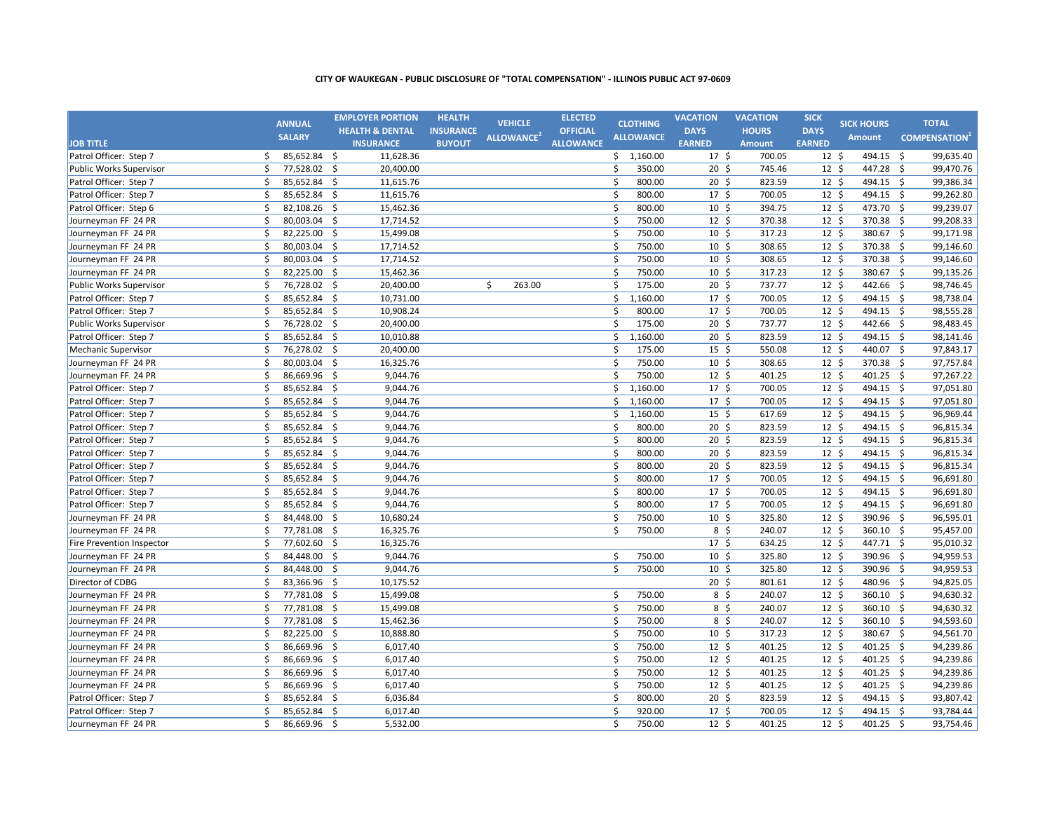**CITY OF WAUKEGAN - PUBLIC DISCLOSURE OF "TOTAL COMPENSATION" - ILLINOIS PUBLIC ACT 97-0609**

| JOB TITLE | ANNUAL SALARY | EMPLOYER PORTION HEALTH & DENTAL INSURANCE | HEALTH INSURANCE BUYOUT | VEHICLE ALLOWANCE[2] | ELECTED OFFICIAL ALLOWANCE | CLOTHING ALLOWANCE | VACATION DAYS EARNED | VACATION HOURS Amount | SICK DAYS EARNED | SICK HOURS Amount | TOTAL COMPENSATION[1] |
|---|---|---|---|---|---|---|---|---|---|---|---|
| Patrol Officer: Step 7 | $ 85,652.84 | $ 11,628.36 | | | | $ 1,160.00 | 17 | $ 700.05 | 12 | $ 494.15 | $ 99,635.40 |
| Public Works Supervisor | $ 77,528.02 | $ 20,400.00 | | | | $ 350.00 | 20 | $ 745.46 | 12 | $ 447.28 | $ 99,470.76 |
| Patrol Officer: Step 7 | $ 85,652.84 | $ 11,615.76 | | | | $ 800.00 | 20 | $ 823.59 | 12 | $ 494.15 | $ 99,386.34 |
| Patrol Officer: Step 7 | $ 85,652.84 | $ 11,615.76 | | | | $ 800.00 | 17 | $ 700.05 | 12 | $ 494.15 | $ 99,262.80 |
| Patrol Officer: Step 6 | $ 82,108.26 | $ 15,462.36 | | | | $ 800.00 | 10 | $ 394.75 | 12 | $ 473.70 | $ 99,239.07 |
| Journeyman FF 24 PR | $ 80,003.04 | $ 17,714.52 | | | | $ 750.00 | 12 | $ 370.38 | 12 | $ 370.38 | $ 99,208.33 |
| Journeyman FF 24 PR | $ 82,225.00 | $ 15,499.08 | | | | $ 750.00 | 10 | $ 317.23 | 12 | $ 380.67 | $ 99,171.98 |
| Journeyman FF 24 PR | $ 80,003.04 | $ 17,714.52 | | | | $ 750.00 | 10 | $ 308.65 | 12 | $ 370.38 | $ 99,146.60 |
| Journeyman FF 24 PR | $ 80,003.04 | $ 17,714.52 | | | | $ 750.00 | 10 | $ 308.65 | 12 | $ 370.38 | $ 99,146.60 |
| Journeyman FF 24 PR | $ 82,225.00 | $ 15,462.36 | | | | $ 750.00 | 10 | $ 317.23 | 12 | $ 380.67 | $ 99,135.26 |
| Public Works Supervisor | $ 76,728.02 | $ 20,400.00 | | $ 263.00 | | $ 175.00 | 20 | $ 737.77 | 12 | $ 442.66 | $ 98,746.45 |
| Patrol Officer: Step 7 | $ 85,652.84 | $ 10,731.00 | | | | $ 1,160.00 | 17 | $ 700.05 | 12 | $ 494.15 | $ 98,738.04 |
| Patrol Officer: Step 7 | $ 85,652.84 | $ 10,908.24 | | | | $ 800.00 | 17 | $ 700.05 | 12 | $ 494.15 | $ 98,555.28 |
| Public Works Supervisor | $ 76,728.02 | $ 20,400.00 | | | | $ 175.00 | 20 | $ 737.77 | 12 | $ 442.66 | $ 98,483.45 |
| Patrol Officer: Step 7 | $ 85,652.84 | $ 10,010.88 | | | | $ 1,160.00 | 20 | $ 823.59 | 12 | $ 494.15 | $ 98,141.46 |
| Mechanic Supervisor | $ 76,278.02 | $ 20,400.00 | | | | $ 175.00 | 15 | $ 550.08 | 12 | $ 440.07 | $ 97,843.17 |
| Journeyman FF 24 PR | $ 80,003.04 | $ 16,325.76 | | | | $ 750.00 | 10 | $ 308.65 | 12 | $ 370.38 | $ 97,757.84 |
| Journeyman FF 24 PR | $ 86,669.96 | $ 9,044.76 | | | | $ 750.00 | 12 | $ 401.25 | 12 | $ 401.25 | $ 97,267.22 |
| Patrol Officer: Step 7 | $ 85,652.84 | $ 9,044.76 | | | | $ 1,160.00 | 17 | $ 700.05 | 12 | $ 494.15 | $ 97,051.80 |
| Patrol Officer: Step 7 | $ 85,652.84 | $ 9,044.76 | | | | $ 1,160.00 | 17 | $ 700.05 | 12 | $ 494.15 | $ 97,051.80 |
| Patrol Officer: Step 7 | $ 85,652.84 | $ 9,044.76 | | | | $ 1,160.00 | 15 | $ 617.69 | 12 | $ 494.15 | $ 96,969.44 |
| Patrol Officer: Step 7 | $ 85,652.84 | $ 9,044.76 | | | | $ 800.00 | 20 | $ 823.59 | 12 | $ 494.15 | $ 96,815.34 |
| Patrol Officer: Step 7 | $ 85,652.84 | $ 9,044.76 | | | | $ 800.00 | 20 | $ 823.59 | 12 | $ 494.15 | $ 96,815.34 |
| Patrol Officer: Step 7 | $ 85,652.84 | $ 9,044.76 | | | | $ 800.00 | 20 | $ 823.59 | 12 | $ 494.15 | $ 96,815.34 |
| Patrol Officer: Step 7 | $ 85,652.84 | $ 9,044.76 | | | | $ 800.00 | 20 | $ 823.59 | 12 | $ 494.15 | $ 96,815.34 |
| Patrol Officer: Step 7 | $ 85,652.84 | $ 9,044.76 | | | | $ 800.00 | 17 | $ 700.05 | 12 | $ 494.15 | $ 96,691.80 |
| Patrol Officer: Step 7 | $ 85,652.84 | $ 9,044.76 | | | | $ 800.00 | 17 | $ 700.05 | 12 | $ 494.15 | $ 96,691.80 |
| Patrol Officer: Step 7 | $ 85,652.84 | $ 9,044.76 | | | | $ 800.00 | 17 | $ 700.05 | 12 | $ 494.15 | $ 96,691.80 |
| Journeyman FF 24 PR | $ 84,448.00 | $ 10,680.24 | | | | $ 750.00 | 10 | $ 325.80 | 12 | $ 390.96 | $ 96,595.01 |
| Journeyman FF 24 PR | $ 77,781.08 | $ 16,325.76 | | | | $ 750.00 | 8 | $ 240.07 | 12 | $ 360.10 | $ 95,457.00 |
| Fire Prevention Inspector | $ 77,602.60 | $ 16,325.76 | | | | | 17 | $ 634.25 | 12 | $ 447.71 | $ 95,010.32 |
| Journeyman FF 24 PR | $ 84,448.00 | $ 9,044.76 | | | | $ 750.00 | 10 | $ 325.80 | 12 | $ 390.96 | $ 94,959.53 |
| Journeyman FF 24 PR | $ 84,448.00 | $ 9,044.76 | | | | $ 750.00 | 10 | $ 325.80 | 12 | $ 390.96 | $ 94,959.53 |
| Director of CDBG | $ 83,366.96 | $ 10,175.52 | | | | | 20 | $ 801.61 | 12 | $ 480.96 | $ 94,825.05 |
| Journeyman FF 24 PR | $ 77,781.08 | $ 15,499.08 | | | | $ 750.00 | 8 | $ 240.07 | 12 | $ 360.10 | $ 94,630.32 |
| Journeyman FF 24 PR | $ 77,781.08 | $ 15,499.08 | | | | $ 750.00 | 8 | $ 240.07 | 12 | $ 360.10 | $ 94,630.32 |
| Journeyman FF 24 PR | $ 77,781.08 | $ 15,462.36 | | | | $ 750.00 | 8 | $ 240.07 | 12 | $ 360.10 | $ 94,593.60 |
| Journeyman FF 24 PR | $ 82,225.00 | $ 10,888.80 | | | | $ 750.00 | 10 | $ 317.23 | 12 | $ 380.67 | $ 94,561.70 |
| Journeyman FF 24 PR | $ 86,669.96 | $ 6,017.40 | | | | $ 750.00 | 12 | $ 401.25 | 12 | $ 401.25 | $ 94,239.86 |
| Journeyman FF 24 PR | $ 86,669.96 | $ 6,017.40 | | | | $ 750.00 | 12 | $ 401.25 | 12 | $ 401.25 | $ 94,239.86 |
| Journeyman FF 24 PR | $ 86,669.96 | $ 6,017.40 | | | | $ 750.00 | 12 | $ 401.25 | 12 | $ 401.25 | $ 94,239.86 |
| Journeyman FF 24 PR | $ 86,669.96 | $ 6,017.40 | | | | $ 750.00 | 12 | $ 401.25 | 12 | $ 401.25 | $ 94,239.86 |
| Patrol Officer: Step 7 | $ 85,652.84 | $ 6,036.84 | | | | $ 800.00 | 20 | $ 823.59 | 12 | $ 494.15 | $ 93,807.42 |
| Patrol Officer: Step 7 | $ 85,652.84 | $ 6,017.40 | | | | $ 920.00 | 17 | $ 700.05 | 12 | $ 494.15 | $ 93,784.44 |
| Journeyman FF 24 PR | $ 86,669.96 | $ 5,532.00 | | | | $ 750.00 | 12 | $ 401.25 | 12 | $ 401.25 | $ 93,754.46 |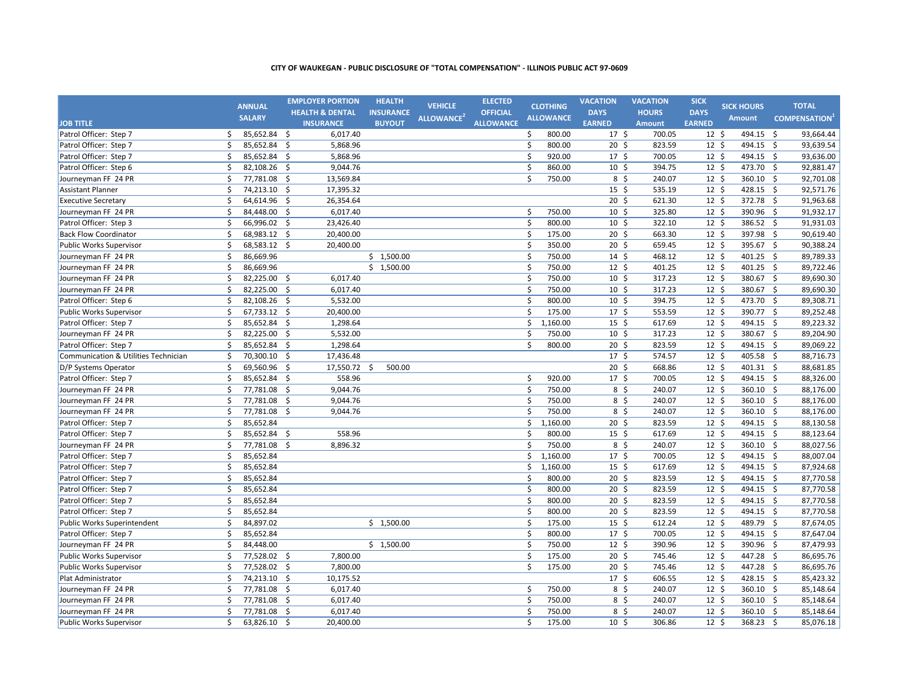**CITY OF WAUKEGAN - PUBLIC DISCLOSURE OF "TOTAL COMPENSATION" - ILLINOIS PUBLIC ACT 97-0609**

| JOB TITLE | ANNUAL SALARY | EMPLOYER PORTION HEALTH & DENTAL INSURANCE | HEALTH INSURANCE BUYOUT | VEHICLE ALLOWANCE[2] | ELECTED OFFICIAL ALLOWANCE | CLOTHING ALLOWANCE | VACATION DAYS EARNED | VACATION HOURS Amount | SICK DAYS EARNED | SICK HOURS Amount | TOTAL COMPENSATION[1] |
|---|---|---|---|---|---|---|---|---|---|---|---|
| Patrol Officer: Step 7 | $ 85,652.84 | $ 6,017.40 | | | | $ 800.00 | 17 | $ 700.05 | 12 | $ 494.15 | $ 93,664.44 |
| Patrol Officer: Step 7 | $ 85,652.84 | $ 5,868.96 | | | | $ 800.00 | 20 | $ 823.59 | 12 | $ 494.15 | $ 93,639.54 |
| Patrol Officer: Step 7 | $ 85,652.84 | $ 5,868.96 | | | | $ 920.00 | 17 | $ 700.05 | 12 | $ 494.15 | $ 93,636.00 |
| Patrol Officer: Step 6 | $ 82,108.26 | $ 9,044.76 | | | | $ 860.00 | 10 | $ 394.75 | 12 | $ 473.70 | $ 92,881.47 |
| Journeyman FF 24 PR | $ 77,781.08 | $ 13,569.84 | | | | $ 750.00 | 8 | $ 240.07 | 12 | $ 360.10 | $ 92,701.08 |
| Assistant Planner | $ 74,213.10 | $ 17,395.32 | | | | | 15 | $ 535.19 | 12 | $ 428.15 | $ 92,571.76 |
| Executive Secretary | $ 64,614.96 | $ 26,354.64 | | | | | 20 | $ 621.30 | 12 | $ 372.78 | $ 91,963.68 |
| Journeyman FF 24 PR | $ 84,448.00 | $ 6,017.40 | | | | $ 750.00 | 10 | $ 325.80 | 12 | $ 390.96 | $ 91,932.17 |
| Patrol Officer: Step 3 | $ 66,996.02 | $ 23,426.40 | | | | $ 800.00 | 10 | $ 322.10 | 12 | $ 386.52 | $ 91,931.03 |
| Back Flow Coordinator | $ 68,983.12 | $ 20,400.00 | | | | $ 175.00 | 20 | $ 663.30 | 12 | $ 397.98 | $ 90,619.40 |
| Public Works Supervisor | $ 68,583.12 | $ 20,400.00 | | | | $ 350.00 | 20 | $ 659.45 | 12 | $ 395.67 | $ 90,388.24 |
| Journeyman FF 24 PR | $ 86,669.96 | | $ 1,500.00 | | | $ 750.00 | 14 | $ 468.12 | 12 | $ 401.25 | $ 89,789.33 |
| Journeyman FF 24 PR | $ 86,669.96 | | $ 1,500.00 | | | $ 750.00 | 12 | $ 401.25 | 12 | $ 401.25 | $ 89,722.46 |
| Journeyman FF 24 PR | $ 82,225.00 | $ 6,017.40 | | | | $ 750.00 | 10 | $ 317.23 | 12 | $ 380.67 | $ 89,690.30 |
| Journeyman FF 24 PR | $ 82,225.00 | $ 6,017.40 | | | | $ 750.00 | 10 | $ 317.23 | 12 | $ 380.67 | $ 89,690.30 |
| Patrol Officer: Step 6 | $ 82,108.26 | $ 5,532.00 | | | | $ 800.00 | 10 | $ 394.75 | 12 | $ 473.70 | $ 89,308.71 |
| Public Works Supervisor | $ 67,733.12 | $ 20,400.00 | | | | $ 175.00 | 17 | $ 553.59 | 12 | $ 390.77 | $ 89,252.48 |
| Patrol Officer: Step 7 | $ 85,652.84 | $ 1,298.64 | | | | $ 1,160.00 | 15 | $ 617.69 | 12 | $ 494.15 | $ 89,223.32 |
| Journeyman FF 24 PR | $ 82,225.00 | $ 5,532.00 | | | | $ 750.00 | 10 | $ 317.23 | 12 | $ 380.67 | $ 89,204.90 |
| Patrol Officer: Step 7 | $ 85,652.84 | $ 1,298.64 | | | | $ 800.00 | 20 | $ 823.59 | 12 | $ 494.15 | $ 89,069.22 |
| Communication & Utilities Technician | $ 70,300.10 | $ 17,436.48 | | | | | 17 | $ 574.57 | 12 | $ 405.58 | $ 88,716.73 |
| D/P Systems Operator | $ 69,560.96 | $ 17,550.72 | $ 500.00 | | | | 20 | $ 668.86 | 12 | $ 401.31 | $ 88,681.85 |
| Patrol Officer: Step 7 | $ 85,652.84 | $ 558.96 | | | | $ 920.00 | 17 | $ 700.05 | 12 | $ 494.15 | $ 88,326.00 |
| Journeyman FF 24 PR | $ 77,781.08 | $ 9,044.76 | | | | $ 750.00 | 8 | $ 240.07 | 12 | $ 360.10 | $ 88,176.00 |
| Journeyman FF 24 PR | $ 77,781.08 | $ 9,044.76 | | | | $ 750.00 | 8 | $ 240.07 | 12 | $ 360.10 | $ 88,176.00 |
| Journeyman FF 24 PR | $ 77,781.08 | $ 9,044.76 | | | | $ 750.00 | 8 | $ 240.07 | 12 | $ 360.10 | $ 88,176.00 |
| Patrol Officer: Step 7 | $ 85,652.84 | | | | | $ 1,160.00 | 20 | $ 823.59 | 12 | $ 494.15 | $ 88,130.58 |
| Patrol Officer: Step 7 | $ 85,652.84 | $ 558.96 | | | | $ 800.00 | 15 | $ 617.69 | 12 | $ 494.15 | $ 88,123.64 |
| Journeyman FF 24 PR | $ 77,781.08 | $ 8,896.32 | | | | $ 750.00 | 8 | $ 240.07 | 12 | $ 360.10 | $ 88,027.56 |
| Patrol Officer: Step 7 | $ 85,652.84 | | | | | $ 1,160.00 | 17 | $ 700.05 | 12 | $ 494.15 | $ 88,007.04 |
| Patrol Officer: Step 7 | $ 85,652.84 | | | | | $ 1,160.00 | 15 | $ 617.69 | 12 | $ 494.15 | $ 87,924.68 |
| Patrol Officer: Step 7 | $ 85,652.84 | | | | | $ 800.00 | 20 | $ 823.59 | 12 | $ 494.15 | $ 87,770.58 |
| Patrol Officer: Step 7 | $ 85,652.84 | | | | | $ 800.00 | 20 | $ 823.59 | 12 | $ 494.15 | $ 87,770.58 |
| Patrol Officer: Step 7 | $ 85,652.84 | | | | | $ 800.00 | 20 | $ 823.59 | 12 | $ 494.15 | $ 87,770.58 |
| Patrol Officer: Step 7 | $ 85,652.84 | | | | | $ 800.00 | 20 | $ 823.59 | 12 | $ 494.15 | $ 87,770.58 |
| Public Works Superintendent | $ 84,897.02 | | $ 1,500.00 | | | $ 175.00 | 15 | $ 612.24 | 12 | $ 489.79 | $ 87,674.05 |
| Patrol Officer: Step 7 | $ 85,652.84 | | | | | $ 800.00 | 17 | $ 700.05 | 12 | $ 494.15 | $ 87,647.04 |
| Journeyman FF 24 PR | $ 84,448.00 | | $ 1,500.00 | | | $ 750.00 | 12 | $ 390.96 | 12 | $ 390.96 | $ 87,479.93 |
| Public Works Supervisor | $ 77,528.02 | $ 7,800.00 | | | | $ 175.00 | 20 | $ 745.46 | 12 | $ 447.28 | $ 86,695.76 |
| Public Works Supervisor | $ 77,528.02 | $ 7,800.00 | | | | $ 175.00 | 20 | $ 745.46 | 12 | $ 447.28 | $ 86,695.76 |
| Plat Administrator | $ 74,213.10 | $ 10,175.52 | | | | | 17 | $ 606.55 | 12 | $ 428.15 | $ 85,423.32 |
| Journeyman FF 24 PR | $ 77,781.08 | $ 6,017.40 | | | | $ 750.00 | 8 | $ 240.07 | 12 | $ 360.10 | $ 85,148.64 |
| Journeyman FF 24 PR | $ 77,781.08 | $ 6,017.40 | | | | $ 750.00 | 8 | $ 240.07 | 12 | $ 360.10 | $ 85,148.64 |
| Journeyman FF 24 PR | $ 77,781.08 | $ 6,017.40 | | | | $ 750.00 | 8 | $ 240.07 | 12 | $ 360.10 | $ 85,148.64 |
| Public Works Supervisor | $ 63,826.10 | $ 20,400.00 | | | | $ 175.00 | 10 | $ 306.86 | 12 | $ 368.23 | $ 85,076.18 |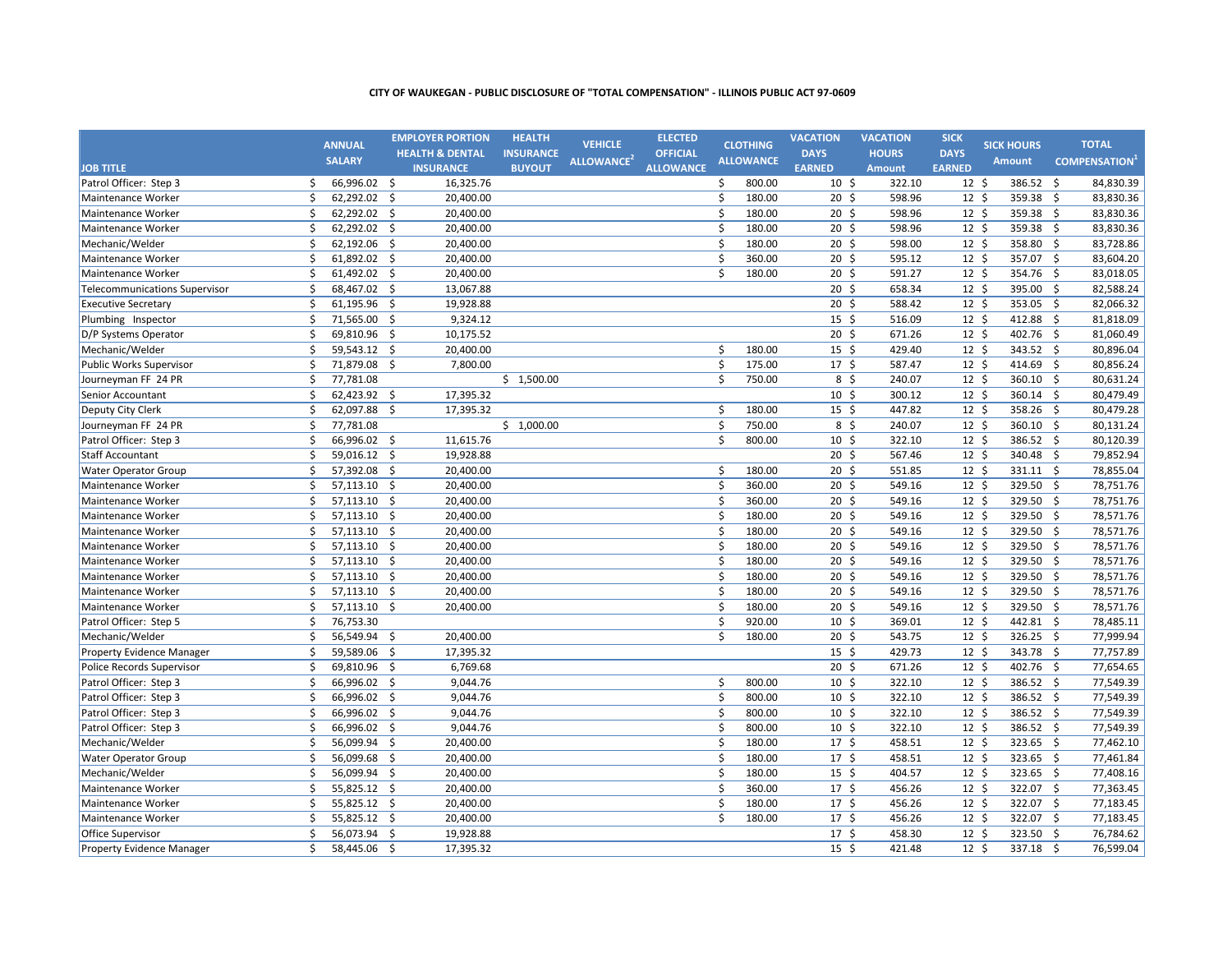**CITY OF WAUKEGAN - PUBLIC DISCLOSURE OF "TOTAL COMPENSATION" - ILLINOIS PUBLIC ACT 97-0609**

| JOB TITLE | ANNUAL SALARY | EMPLOYER PORTION HEALTH & DENTAL INSURANCE | HEALTH INSURANCE BUYOUT | VEHICLE ALLOWANCE[2] | ELECTED OFFICIAL ALLOWANCE | CLOTHING ALLOWANCE | VACATION DAYS EARNED | VACATION HOURS Amount | SICK DAYS EARNED | SICK HOURS Amount | TOTAL COMPENSATION[1] |
|---|---|---|---|---|---|---|---|---|---|---|---|
| Patrol Officer: Step 3 | $ 66,996.02 | $ 16,325.76 | | | | $ 800.00 | 10 | $ 322.10 | 12 | $ 386.52 | $ 84,830.39 |
| Maintenance Worker | $ 62,292.02 | $ 20,400.00 | | | | $ 180.00 | 20 | $ 598.96 | 12 | $ 359.38 | $ 83,830.36 |
| Maintenance Worker | $ 62,292.02 | $ 20,400.00 | | | | $ 180.00 | 20 | $ 598.96 | 12 | $ 359.38 | $ 83,830.36 |
| Maintenance Worker | $ 62,292.02 | $ 20,400.00 | | | | $ 180.00 | 20 | $ 598.96 | 12 | $ 359.38 | $ 83,830.36 |
| Mechanic/Welder | $ 62,192.06 | $ 20,400.00 | | | | $ 180.00 | 20 | $ 598.00 | 12 | $ 358.80 | $ 83,728.86 |
| Maintenance Worker | $ 61,892.02 | $ 20,400.00 | | | | $ 360.00 | 20 | $ 595.12 | 12 | $ 357.07 | $ 83,604.20 |
| Maintenance Worker | $ 61,492.02 | $ 20,400.00 | | | | $ 180.00 | 20 | $ 591.27 | 12 | $ 354.76 | $ 83,018.05 |
| Telecommunications Supervisor | $ 68,467.02 | $ 13,067.88 | | | | | 20 | $ 658.34 | 12 | $ 395.00 | $ 82,588.24 |
| Executive Secretary | $ 61,195.96 | $ 19,928.88 | | | | | 20 | $ 588.42 | 12 | $ 353.05 | $ 82,066.32 |
| Plumbing Inspector | $ 71,565.00 | $ 9,324.12 | | | | | 15 | $ 516.09 | 12 | $ 412.88 | $ 81,818.09 |
| D/P Systems Operator | $ 69,810.96 | $ 10,175.52 | | | | | 20 | $ 671.26 | 12 | $ 402.76 | $ 81,060.49 |
| Mechanic/Welder | $ 59,543.12 | $ 20,400.00 | | | | $ 180.00 | 15 | $ 429.40 | 12 | $ 343.52 | $ 80,896.04 |
| Public Works Supervisor | $ 71,879.08 | $ 7,800.00 | | | | $ 175.00 | 17 | $ 587.47 | 12 | $ 414.69 | $ 80,856.24 |
| Journeyman FF 24 PR | $ 77,781.08 | | $ 1,500.00 | | | $ 750.00 | 8 | $ 240.07 | 12 | $ 360.10 | $ 80,631.24 |
| Senior Accountant | $ 62,423.92 | $ 17,395.32 | | | | | 10 | $ 300.12 | 12 | $ 360.14 | $ 80,479.49 |
| Deputy City Clerk | $ 62,097.88 | $ 17,395.32 | | | | $ 180.00 | 15 | $ 447.82 | 12 | $ 358.26 | $ 80,479.28 |
| Journeyman FF 24 PR | $ 77,781.08 | | $ 1,000.00 | | | $ 750.00 | 8 | $ 240.07 | 12 | $ 360.10 | $ 80,131.24 |
| Patrol Officer: Step 3 | $ 66,996.02 | $ 11,615.76 | | | | $ 800.00 | 10 | $ 322.10 | 12 | $ 386.52 | $ 80,120.39 |
| Staff Accountant | $ 59,016.12 | $ 19,928.88 | | | | | 20 | $ 567.46 | 12 | $ 340.48 | $ 79,852.94 |
| Water Operator Group | $ 57,392.08 | $ 20,400.00 | | | | $ 180.00 | 20 | $ 551.85 | 12 | $ 331.11 | $ 78,855.04 |
| Maintenance Worker | $ 57,113.10 | $ 20,400.00 | | | | $ 360.00 | 20 | $ 549.16 | 12 | $ 329.50 | $ 78,751.76 |
| Maintenance Worker | $ 57,113.10 | $ 20,400.00 | | | | $ 360.00 | 20 | $ 549.16 | 12 | $ 329.50 | $ 78,751.76 |
| Maintenance Worker | $ 57,113.10 | $ 20,400.00 | | | | $ 180.00 | 20 | $ 549.16 | 12 | $ 329.50 | $ 78,571.76 |
| Maintenance Worker | $ 57,113.10 | $ 20,400.00 | | | | $ 180.00 | 20 | $ 549.16 | 12 | $ 329.50 | $ 78,571.76 |
| Maintenance Worker | $ 57,113.10 | $ 20,400.00 | | | | $ 180.00 | 20 | $ 549.16 | 12 | $ 329.50 | $ 78,571.76 |
| Maintenance Worker | $ 57,113.10 | $ 20,400.00 | | | | $ 180.00 | 20 | $ 549.16 | 12 | $ 329.50 | $ 78,571.76 |
| Maintenance Worker | $ 57,113.10 | $ 20,400.00 | | | | $ 180.00 | 20 | $ 549.16 | 12 | $ 329.50 | $ 78,571.76 |
| Maintenance Worker | $ 57,113.10 | $ 20,400.00 | | | | $ 180.00 | 20 | $ 549.16 | 12 | $ 329.50 | $ 78,571.76 |
| Maintenance Worker | $ 57,113.10 | $ 20,400.00 | | | | $ 180.00 | 20 | $ 549.16 | 12 | $ 329.50 | $ 78,571.76 |
| Patrol Officer: Step 5 | $ 76,753.30 | | | | | $ 920.00 | 10 | $ 369.01 | 12 | $ 442.81 | $ 78,485.11 |
| Mechanic/Welder | $ 56,549.94 | $ 20,400.00 | | | | $ 180.00 | 20 | $ 543.75 | 12 | $ 326.25 | $ 77,999.94 |
| Property Evidence Manager | $ 59,589.06 | $ 17,395.32 | | | | | 15 | $ 429.73 | 12 | $ 343.78 | $ 77,757.89 |
| Police Records Supervisor | $ 69,810.96 | $ 6,769.68 | | | | | 20 | $ 671.26 | 12 | $ 402.76 | $ 77,654.65 |
| Patrol Officer: Step 3 | $ 66,996.02 | $ 9,044.76 | | | | $ 800.00 | 10 | $ 322.10 | 12 | $ 386.52 | $ 77,549.39 |
| Patrol Officer: Step 3 | $ 66,996.02 | $ 9,044.76 | | | | $ 800.00 | 10 | $ 322.10 | 12 | $ 386.52 | $ 77,549.39 |
| Patrol Officer: Step 3 | $ 66,996.02 | $ 9,044.76 | | | | $ 800.00 | 10 | $ 322.10 | 12 | $ 386.52 | $ 77,549.39 |
| Patrol Officer: Step 3 | $ 66,996.02 | $ 9,044.76 | | | | $ 800.00 | 10 | $ 322.10 | 12 | $ 386.52 | $ 77,549.39 |
| Mechanic/Welder | $ 56,099.94 | $ 20,400.00 | | | | $ 180.00 | 17 | $ 458.51 | 12 | $ 323.65 | $ 77,462.10 |
| Water Operator Group | $ 56,099.68 | $ 20,400.00 | | | | $ 180.00 | 17 | $ 458.51 | 12 | $ 323.65 | $ 77,461.84 |
| Mechanic/Welder | $ 56,099.94 | $ 20,400.00 | | | | $ 180.00 | 15 | $ 404.57 | 12 | $ 323.65 | $ 77,408.16 |
| Maintenance Worker | $ 55,825.12 | $ 20,400.00 | | | | $ 360.00 | 17 | $ 456.26 | 12 | $ 322.07 | $ 77,363.45 |
| Maintenance Worker | $ 55,825.12 | $ 20,400.00 | | | | $ 180.00 | 17 | $ 456.26 | 12 | $ 322.07 | $ 77,183.45 |
| Maintenance Worker | $ 55,825.12 | $ 20,400.00 | | | | $ 180.00 | 17 | $ 456.26 | 12 | $ 322.07 | $ 77,183.45 |
| Office Supervisor | $ 56,073.94 | $ 19,928.88 | | | | | 17 | $ 458.30 | 12 | $ 323.50 | $ 76,784.62 |
| Property Evidence Manager | $ 58,445.06 | $ 17,395.32 | | | | | 15 | $ 421.48 | 12 | $ 337.18 | $ 76,599.04 |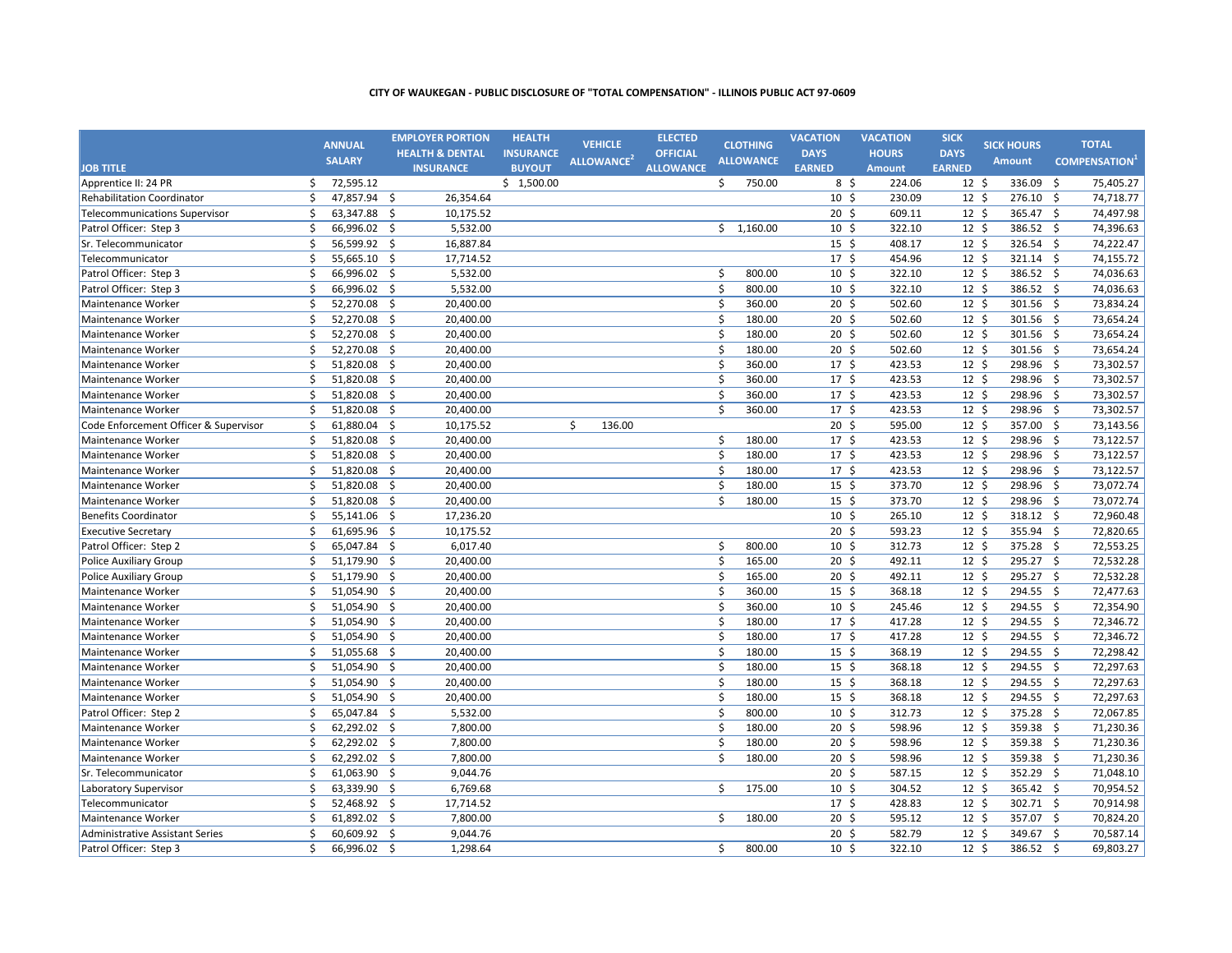**CITY OF WAUKEGAN - PUBLIC DISCLOSURE OF "TOTAL COMPENSATION" - ILLINOIS PUBLIC ACT 97-0609**

| JOB TITLE | ANNUAL SALARY | EMPLOYER PORTION HEALTH & DENTAL INSURANCE | HEALTH INSURANCE BUYOUT | VEHICLE ALLOWANCE[2] | ELECTED OFFICIAL ALLOWANCE | CLOTHING ALLOWANCE | VACATION DAYS EARNED | VACATION HOURS Amount | SICK DAYS EARNED | SICK HOURS Amount | TOTAL COMPENSATION[1] |
|---|---|---|---|---|---|---|---|---|---|---|---|
| Apprentice II: 24 PR | $ 72,595.12 | | $ 1,500.00 | | | $ 750.00 | 8 | $ 224.06 | 12 | $ 336.09 | $ 75,405.27 |
| Rehabilitation Coordinator | $ 47,857.94 | $ 26,354.64 | | | | | 10 | $ 230.09 | 12 | $ 276.10 | $ 74,718.77 |
| Telecommunications Supervisor | $ 63,347.88 | $ 10,175.52 | | | | | 20 | $ 609.11 | 12 | $ 365.47 | $ 74,497.98 |
| Patrol Officer: Step 3 | $ 66,996.02 | $ 5,532.00 | | | | $ 1,160.00 | 10 | $ 322.10 | 12 | $ 386.52 | $ 74,396.63 |
| Sr. Telecommunicator | $ 56,599.92 | $ 16,887.84 | | | | | 15 | $ 408.17 | 12 | $ 326.54 | $ 74,222.47 |
| Telecommunicator | $ 55,665.10 | $ 17,714.52 | | | | | 17 | $ 454.96 | 12 | $ 321.14 | $ 74,155.72 |
| Patrol Officer: Step 3 | $ 66,996.02 | $ 5,532.00 | | | | $ 800.00 | 10 | $ 322.10 | 12 | $ 386.52 | $ 74,036.63 |
| Patrol Officer: Step 3 | $ 66,996.02 | $ 5,532.00 | | | | $ 800.00 | 10 | $ 322.10 | 12 | $ 386.52 | $ 74,036.63 |
| Maintenance Worker | $ 52,270.08 | $ 20,400.00 | | | | $ 360.00 | 20 | $ 502.60 | 12 | $ 301.56 | $ 73,834.24 |
| Maintenance Worker | $ 52,270.08 | $ 20,400.00 | | | | $ 180.00 | 20 | $ 502.60 | 12 | $ 301.56 | $ 73,654.24 |
| Maintenance Worker | $ 52,270.08 | $ 20,400.00 | | | | $ 180.00 | 20 | $ 502.60 | 12 | $ 301.56 | $ 73,654.24 |
| Maintenance Worker | $ 52,270.08 | $ 20,400.00 | | | | $ 180.00 | 20 | $ 502.60 | 12 | $ 301.56 | $ 73,654.24 |
| Maintenance Worker | $ 51,820.08 | $ 20,400.00 | | | | $ 360.00 | 17 | $ 423.53 | 12 | $ 298.96 | $ 73,302.57 |
| Maintenance Worker | $ 51,820.08 | $ 20,400.00 | | | | $ 360.00 | 17 | $ 423.53 | 12 | $ 298.96 | $ 73,302.57 |
| Maintenance Worker | $ 51,820.08 | $ 20,400.00 | | | | $ 360.00 | 17 | $ 423.53 | 12 | $ 298.96 | $ 73,302.57 |
| Maintenance Worker | $ 51,820.08 | $ 20,400.00 | | | | $ 360.00 | 17 | $ 423.53 | 12 | $ 298.96 | $ 73,302.57 |
| Code Enforcement Officer & Supervisor | $ 61,880.04 | $ 10,175.52 | | $ 136.00 | | | 20 | $ 595.00 | 12 | $ 357.00 | $ 73,143.56 |
| Maintenance Worker | $ 51,820.08 | $ 20,400.00 | | | | $ 180.00 | 17 | $ 423.53 | 12 | $ 298.96 | $ 73,122.57 |
| Maintenance Worker | $ 51,820.08 | $ 20,400.00 | | | | $ 180.00 | 17 | $ 423.53 | 12 | $ 298.96 | $ 73,122.57 |
| Maintenance Worker | $ 51,820.08 | $ 20,400.00 | | | | $ 180.00 | 17 | $ 423.53 | 12 | $ 298.96 | $ 73,122.57 |
| Maintenance Worker | $ 51,820.08 | $ 20,400.00 | | | | $ 180.00 | 15 | $ 373.70 | 12 | $ 298.96 | $ 73,072.74 |
| Maintenance Worker | $ 51,820.08 | $ 20,400.00 | | | | $ 180.00 | 15 | $ 373.70 | 12 | $ 298.96 | $ 73,072.74 |
| Benefits Coordinator | $ 55,141.06 | $ 17,236.20 | | | | | 10 | $ 265.10 | 12 | $ 318.12 | $ 72,960.48 |
| Executive Secretary | $ 61,695.96 | $ 10,175.52 | | | | | 20 | $ 593.23 | 12 | $ 355.94 | $ 72,820.65 |
| Patrol Officer: Step 2 | $ 65,047.84 | $ 6,017.40 | | | | $ 800.00 | 10 | $ 312.73 | 12 | $ 375.28 | $ 72,553.25 |
| Police Auxiliary Group | $ 51,179.90 | $ 20,400.00 | | | | $ 165.00 | 20 | $ 492.11 | 12 | $ 295.27 | $ 72,532.28 |
| Police Auxiliary Group | $ 51,179.90 | $ 20,400.00 | | | | $ 165.00 | 20 | $ 492.11 | 12 | $ 295.27 | $ 72,532.28 |
| Maintenance Worker | $ 51,054.90 | $ 20,400.00 | | | | $ 360.00 | 15 | $ 368.18 | 12 | $ 294.55 | $ 72,477.63 |
| Maintenance Worker | $ 51,054.90 | $ 20,400.00 | | | | $ 360.00 | 10 | $ 245.46 | 12 | $ 294.55 | $ 72,354.90 |
| Maintenance Worker | $ 51,054.90 | $ 20,400.00 | | | | $ 180.00 | 17 | $ 417.28 | 12 | $ 294.55 | $ 72,346.72 |
| Maintenance Worker | $ 51,054.90 | $ 20,400.00 | | | | $ 180.00 | 17 | $ 417.28 | 12 | $ 294.55 | $ 72,346.72 |
| Maintenance Worker | $ 51,055.68 | $ 20,400.00 | | | | $ 180.00 | 15 | $ 368.19 | 12 | $ 294.55 | $ 72,298.42 |
| Maintenance Worker | $ 51,054.90 | $ 20,400.00 | | | | $ 180.00 | 15 | $ 368.18 | 12 | $ 294.55 | $ 72,297.63 |
| Maintenance Worker | $ 51,054.90 | $ 20,400.00 | | | | $ 180.00 | 15 | $ 368.18 | 12 | $ 294.55 | $ 72,297.63 |
| Maintenance Worker | $ 51,054.90 | $ 20,400.00 | | | | $ 180.00 | 15 | $ 368.18 | 12 | $ 294.55 | $ 72,297.63 |
| Patrol Officer: Step 2 | $ 65,047.84 | $ 5,532.00 | | | | $ 800.00 | 10 | $ 312.73 | 12 | $ 375.28 | $ 72,067.85 |
| Maintenance Worker | $ 62,292.02 | $ 7,800.00 | | | | $ 180.00 | 20 | $ 598.96 | 12 | $ 359.38 | $ 71,230.36 |
| Maintenance Worker | $ 62,292.02 | $ 7,800.00 | | | | $ 180.00 | 20 | $ 598.96 | 12 | $ 359.38 | $ 71,230.36 |
| Maintenance Worker | $ 62,292.02 | $ 7,800.00 | | | | $ 180.00 | 20 | $ 598.96 | 12 | $ 359.38 | $ 71,230.36 |
| Sr. Telecommunicator | $ 61,063.90 | $ 9,044.76 | | | | | 20 | $ 587.15 | 12 | $ 352.29 | $ 71,048.10 |
| Laboratory Supervisor | $ 63,339.90 | $ 6,769.68 | | | | $ 175.00 | 10 | $ 304.52 | 12 | $ 365.42 | $ 70,954.52 |
| Telecommunicator | $ 52,468.92 | $ 17,714.52 | | | | | 17 | $ 428.83 | 12 | $ 302.71 | $ 70,914.98 |
| Maintenance Worker | $ 61,892.02 | $ 7,800.00 | | | | $ 180.00 | 20 | $ 595.12 | 12 | $ 357.07 | $ 70,824.20 |
| Administrative Assistant Series | $ 60,609.92 | $ 9,044.76 | | | | | 20 | $ 582.79 | 12 | $ 349.67 | $ 70,587.14 |
| Patrol Officer: Step 3 | $ 66,996.02 | $ 1,298.64 | | | | $ 800.00 | 10 | $ 322.10 | 12 | $ 386.52 | $ 69,803.27 |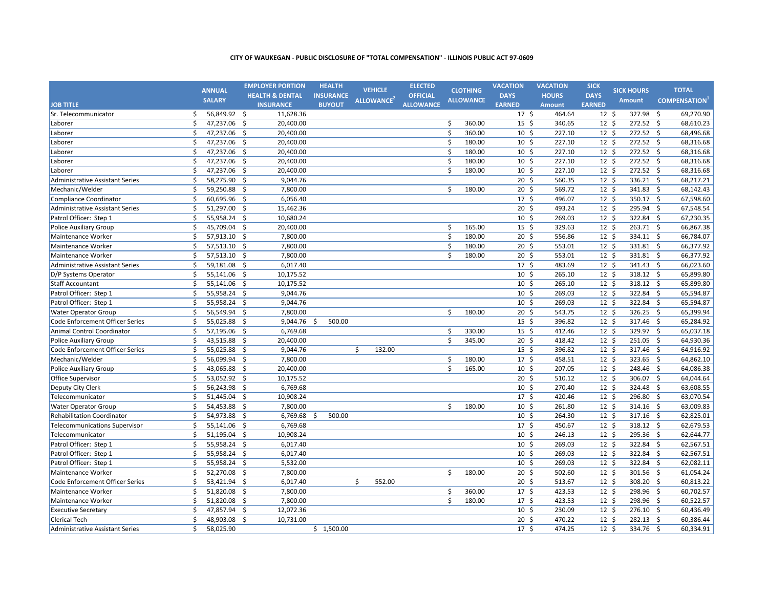**CITY OF WAUKEGAN - PUBLIC DISCLOSURE OF "TOTAL COMPENSATION" - ILLINOIS PUBLIC ACT 97-0609**

| JOB TITLE | ANNUAL SALARY | EMPLOYER PORTION HEALTH & DENTAL INSURANCE | HEALTH INSURANCE BUYOUT | VEHICLE ALLOWANCE[2] | ELECTED OFFICIAL ALLOWANCE | CLOTHING ALLOWANCE | VACATION DAYS EARNED | VACATION HOURS Amount | SICK DAYS EARNED | SICK HOURS Amount | TOTAL COMPENSATION[1] |
|---|---|---|---|---|---|---|---|---|---|---|---|
| Sr. Telecommunicator | $ 56,849.92 | $ 11,628.36 | | | | | 17 | $ 464.64 | 12 | $ 327.98 | $ 69,270.90 |
| Laborer | $ 47,237.06 | $ 20,400.00 | | | | $ 360.00 | 15 | $ 340.65 | 12 | $ 272.52 | $ 68,610.23 |
| Laborer | $ 47,237.06 | $ 20,400.00 | | | | $ 360.00 | 10 | $ 227.10 | 12 | $ 272.52 | $ 68,496.68 |
| Laborer | $ 47,237.06 | $ 20,400.00 | | | | $ 180.00 | 10 | $ 227.10 | 12 | $ 272.52 | $ 68,316.68 |
| Laborer | $ 47,237.06 | $ 20,400.00 | | | | $ 180.00 | 10 | $ 227.10 | 12 | $ 272.52 | $ 68,316.68 |
| Laborer | $ 47,237.06 | $ 20,400.00 | | | | $ 180.00 | 10 | $ 227.10 | 12 | $ 272.52 | $ 68,316.68 |
| Laborer | $ 47,237.06 | $ 20,400.00 | | | | $ 180.00 | 10 | $ 227.10 | 12 | $ 272.52 | $ 68,316.68 |
| Administrative Assistant Series | $ 58,275.90 | $ 9,044.76 | | | | | 20 | $ 560.35 | 12 | $ 336.21 | $ 68,217.21 |
| Mechanic/Welder | $ 59,250.88 | $ 7,800.00 | | | | $ 180.00 | 20 | $ 569.72 | 12 | $ 341.83 | $ 68,142.43 |
| Compliance Coordinator | $ 60,695.96 | $ 6,056.40 | | | | | 17 | $ 496.07 | 12 | $ 350.17 | $ 67,598.60 |
| Administrative Assistant Series | $ 51,297.00 | $ 15,462.36 | | | | | 20 | $ 493.24 | 12 | $ 295.94 | $ 67,548.54 |
| Patrol Officer: Step 1 | $ 55,958.24 | $ 10,680.24 | | | | | 10 | $ 269.03 | 12 | $ 322.84 | $ 67,230.35 |
| Police Auxiliary Group | $ 45,709.04 | $ 20,400.00 | | | | $ 165.00 | 15 | $ 329.63 | 12 | $ 263.71 | $ 66,867.38 |
| Maintenance Worker | $ 57,913.10 | $ 7,800.00 | | | | $ 180.00 | 20 | $ 556.86 | 12 | $ 334.11 | $ 66,784.07 |
| Maintenance Worker | $ 57,513.10 | $ 7,800.00 | | | | $ 180.00 | 20 | $ 553.01 | 12 | $ 331.81 | $ 66,377.92 |
| Maintenance Worker | $ 57,513.10 | $ 7,800.00 | | | | $ 180.00 | 20 | $ 553.01 | 12 | $ 331.81 | $ 66,377.92 |
| Administrative Assistant Series | $ 59,181.08 | $ 6,017.40 | | | | | 17 | $ 483.69 | 12 | $ 341.43 | $ 66,023.60 |
| D/P Systems Operator | $ 55,141.06 | $ 10,175.52 | | | | | 10 | $ 265.10 | 12 | $ 318.12 | $ 65,899.80 |
| Staff Accountant | $ 55,141.06 | $ 10,175.52 | | | | | 10 | $ 265.10 | 12 | $ 318.12 | $ 65,899.80 |
| Patrol Officer: Step 1 | $ 55,958.24 | $ 9,044.76 | | | | | 10 | $ 269.03 | 12 | $ 322.84 | $ 65,594.87 |
| Patrol Officer: Step 1 | $ 55,958.24 | $ 9,044.76 | | | | | 10 | $ 269.03 | 12 | $ 322.84 | $ 65,594.87 |
| Water Operator Group | $ 56,549.94 | $ 7,800.00 | | | | $ 180.00 | 20 | $ 543.75 | 12 | $ 326.25 | $ 65,399.94 |
| Code Enforcement Officer Series | $ 55,025.88 | $ 9,044.76 | $ 500.00 | | | | 15 | $ 396.82 | 12 | $ 317.46 | $ 65,284.92 |
| Animal Control Coordinator | $ 57,195.06 | $ 6,769.68 | | | | $ 330.00 | 15 | $ 412.46 | 12 | $ 329.97 | $ 65,037.18 |
| Police Auxiliary Group | $ 43,515.88 | $ 20,400.00 | | | | $ 345.00 | 20 | $ 418.42 | 12 | $ 251.05 | $ 64,930.36 |
| Code Enforcement Officer Series | $ 55,025.88 | $ 9,044.76 | | $ 132.00 | | | 15 | $ 396.82 | 12 | $ 317.46 | $ 64,916.92 |
| Mechanic/Welder | $ 56,099.94 | $ 7,800.00 | | | | $ 180.00 | 17 | $ 458.51 | 12 | $ 323.65 | $ 64,862.10 |
| Police Auxiliary Group | $ 43,065.88 | $ 20,400.00 | | | | $ 165.00 | 10 | $ 207.05 | 12 | $ 248.46 | $ 64,086.38 |
| Office Supervisor | $ 53,052.92 | $ 10,175.52 | | | | | 20 | $ 510.12 | 12 | $ 306.07 | $ 64,044.64 |
| Deputy City Clerk | $ 56,243.98 | $ 6,769.68 | | | | | 10 | $ 270.40 | 12 | $ 324.48 | $ 63,608.55 |
| Telecommunicator | $ 51,445.04 | $ 10,908.24 | | | | | 17 | $ 420.46 | 12 | $ 296.80 | $ 63,070.54 |
| Water Operator Group | $ 54,453.88 | $ 7,800.00 | | | | $ 180.00 | 10 | $ 261.80 | 12 | $ 314.16 | $ 63,009.83 |
| Rehabilitation Coordinator | $ 54,973.88 | $ 6,769.68 | $ 500.00 | | | | 10 | $ 264.30 | 12 | $ 317.16 | $ 62,825.01 |
| Telecommunications Supervisor | $ 55,141.06 | $ 6,769.68 | | | | | 17 | $ 450.67 | 12 | $ 318.12 | $ 62,679.53 |
| Telecommunicator | $ 51,195.04 | $ 10,908.24 | | | | | 10 | $ 246.13 | 12 | $ 295.36 | $ 62,644.77 |
| Patrol Officer: Step 1 | $ 55,958.24 | $ 6,017.40 | | | | | 10 | $ 269.03 | 12 | $ 322.84 | $ 62,567.51 |
| Patrol Officer: Step 1 | $ 55,958.24 | $ 6,017.40 | | | | | 10 | $ 269.03 | 12 | $ 322.84 | $ 62,567.51 |
| Patrol Officer: Step 1 | $ 55,958.24 | $ 5,532.00 | | | | | 10 | $ 269.03 | 12 | $ 322.84 | $ 62,082.11 |
| Maintenance Worker | $ 52,270.08 | $ 7,800.00 | | | | $ 180.00 | 20 | $ 502.60 | 12 | $ 301.56 | $ 61,054.24 |
| Code Enforcement Officer Series | $ 53,421.94 | $ 6,017.40 | | $ 552.00 | | | 20 | $ 513.67 | 12 | $ 308.20 | $ 60,813.22 |
| Maintenance Worker | $ 51,820.08 | $ 7,800.00 | | | | $ 360.00 | 17 | $ 423.53 | 12 | $ 298.96 | $ 60,702.57 |
| Maintenance Worker | $ 51,820.08 | $ 7,800.00 | | | | $ 180.00 | 17 | $ 423.53 | 12 | $ 298.96 | $ 60,522.57 |
| Executive Secretary | $ 47,857.94 | $ 12,072.36 | | | | | 10 | $ 230.09 | 12 | $ 276.10 | $ 60,436.49 |
| Clerical Tech | $ 48,903.08 | $ 10,731.00 | | | | | 20 | $ 470.22 | 12 | $ 282.13 | $ 60,386.44 |
| Administrative Assistant Series | $ 58,025.90 | | $ 1,500.00 | | | | 17 | $ 474.25 | 12 | $ 334.76 | $ 60,334.91 |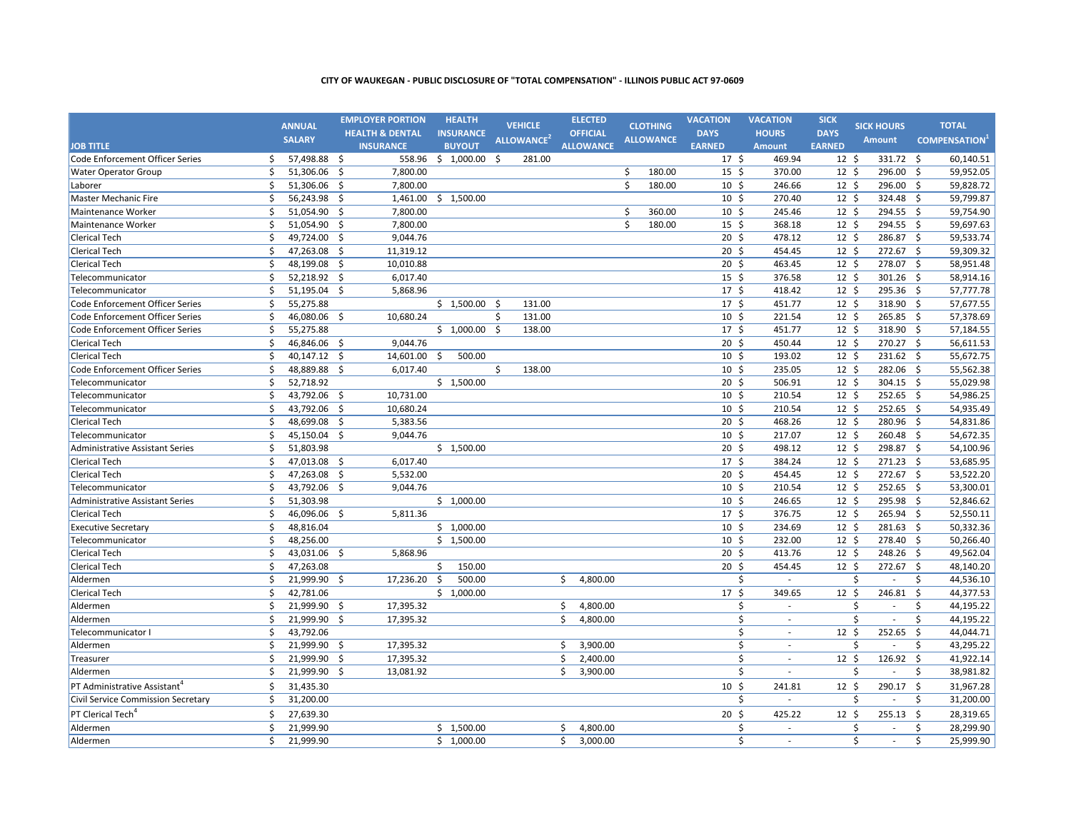**CITY OF WAUKEGAN - PUBLIC DISCLOSURE OF "TOTAL COMPENSATION" - ILLINOIS PUBLIC ACT 97-0609**

| JOB TITLE | ANNUAL SALARY | EMPLOYER PORTION HEALTH & DENTAL INSURANCE | HEALTH INSURANCE BUYOUT | VEHICLE ALLOWANCE[2] | ELECTED OFFICIAL ALLOWANCE | CLOTHING ALLOWANCE | VACATION DAYS EARNED | VACATION HOURS Amount | SICK DAYS EARNED | SICK HOURS Amount | TOTAL COMPENSATION[1] |
|---|---|---|---|---|---|---|---|---|---|---|---|
| Code Enforcement Officer Series | $ 57,498.88 | $ 558.96 | $ 1,000.00 | $ 281.00 | | | 17 | $ 469.94 | 12 | $ 331.72 | $ 60,140.51 |
| Water Operator Group | $ 51,306.06 | $ 7,800.00 | | | | $ 180.00 | 15 | $ 370.00 | 12 | $ 296.00 | $ 59,952.05 |
| Laborer | $ 51,306.06 | $ 7,800.00 | | | | $ 180.00 | 10 | $ 246.66 | 12 | $ 296.00 | $ 59,828.72 |
| Master Mechanic Fire | $ 56,243.98 | $ 1,461.00 | $ 1,500.00 | | | | 10 | $ 270.40 | 12 | $ 324.48 | $ 59,799.87 |
| Maintenance Worker | $ 51,054.90 | $ 7,800.00 | | | | $ 360.00 | 10 | $ 245.46 | 12 | $ 294.55 | $ 59,754.90 |
| Maintenance Worker | $ 51,054.90 | $ 7,800.00 | | | | $ 180.00 | 15 | $ 368.18 | 12 | $ 294.55 | $ 59,697.63 |
| Clerical Tech | $ 49,724.00 | $ 9,044.76 | | | | | 20 | $ 478.12 | 12 | $ 286.87 | $ 59,533.74 |
| Clerical Tech | $ 47,263.08 | $ 11,319.12 | | | | | 20 | $ 454.45 | 12 | $ 272.67 | $ 59,309.32 |
| Clerical Tech | $ 48,199.08 | $ 10,010.88 | | | | | 20 | $ 463.45 | 12 | $ 278.07 | $ 58,951.48 |
| Telecommunicator | $ 52,218.92 | $ 6,017.40 | | | | | 15 | $ 376.58 | 12 | $ 301.26 | $ 58,914.16 |
| Telecommunicator | $ 51,195.04 | $ 5,868.96 | | | | | 17 | $ 418.42 | 12 | $ 295.36 | $ 57,777.78 |
| Code Enforcement Officer Series | $ 55,275.88 | | $ 1,500.00 | $ 131.00 | | | 17 | $ 451.77 | 12 | $ 318.90 | $ 57,677.55 |
| Code Enforcement Officer Series | $ 46,080.06 | $ 10,680.24 | | $ 131.00 | | | 10 | $ 221.54 | 12 | $ 265.85 | $ 57,378.69 |
| Code Enforcement Officer Series | $ 55,275.88 | | $ 1,000.00 | $ 138.00 | | | 17 | $ 451.77 | 12 | $ 318.90 | $ 57,184.55 |
| Clerical Tech | $ 46,846.06 | $ 9,044.76 | | | | | 20 | $ 450.44 | 12 | $ 270.27 | $ 56,611.53 |
| Clerical Tech | $ 40,147.12 | $ 14,601.00 | $ 500.00 | | | | 10 | $ 193.02 | 12 | $ 231.62 | $ 55,672.75 |
| Code Enforcement Officer Series | $ 48,889.88 | $ 6,017.40 | | $ 138.00 | | | 10 | $ 235.05 | 12 | $ 282.06 | $ 55,562.38 |
| Telecommunicator | $ 52,718.92 | | $ 1,500.00 | | | | 20 | $ 506.91 | 12 | $ 304.15 | $ 55,029.98 |
| Telecommunicator | $ 43,792.06 | $ 10,731.00 | | | | | 10 | $ 210.54 | 12 | $ 252.65 | $ 54,986.25 |
| Telecommunicator | $ 43,792.06 | $ 10,680.24 | | | | | 10 | $ 210.54 | 12 | $ 252.65 | $ 54,935.49 |
| Clerical Tech | $ 48,699.08 | $ 5,383.56 | | | | | 20 | $ 468.26 | 12 | $ 280.96 | $ 54,831.86 |
| Telecommunicator | $ 45,150.04 | $ 9,044.76 | | | | | 10 | $ 217.07 | 12 | $ 260.48 | $ 54,672.35 |
| Administrative Assistant Series | $ 51,803.98 | | $ 1,500.00 | | | | 20 | $ 498.12 | 12 | $ 298.87 | $ 54,100.96 |
| Clerical Tech | $ 47,013.08 | $ 6,017.40 | | | | | 17 | $ 384.24 | 12 | $ 271.23 | $ 53,685.95 |
| Clerical Tech | $ 47,263.08 | $ 5,532.00 | | | | | 20 | $ 454.45 | 12 | $ 272.67 | $ 53,522.20 |
| Telecommunicator | $ 43,792.06 | $ 9,044.76 | | | | | 10 | $ 210.54 | 12 | $ 252.65 | $ 53,300.01 |
| Administrative Assistant Series | $ 51,303.98 | | $ 1,000.00 | | | | 10 | $ 246.65 | 12 | $ 295.98 | $ 52,846.62 |
| Clerical Tech | $ 46,096.06 | $ 5,811.36 | | | | | 17 | $ 376.75 | 12 | $ 265.94 | $ 52,550.11 |
| Executive Secretary | $ 48,816.04 | | $ 1,000.00 | | | | 10 | $ 234.69 | 12 | $ 281.63 | $ 50,332.36 |
| Telecommunicator | $ 48,256.00 | | $ 1,500.00 | | | | 10 | $ 232.00 | 12 | $ 278.40 | $ 50,266.40 |
| Clerical Tech | $ 43,031.06 | $ 5,868.96 | | | | | 20 | $ 413.76 | 12 | $ 248.26 | $ 49,562.04 |
| Clerical Tech | $ 47,263.08 | | $ 150.00 | | | | 20 | $ 454.45 | 12 | $ 272.67 | $ 48,140.20 |
| Aldermen | $ 21,999.90 | $ 17,236.20 | $ 500.00 | | $ 4,800.00 | | | $ - | | $ - | $ 44,536.10 |
| Clerical Tech | $ 42,781.06 | | $ 1,000.00 | | | | 17 | $ 349.65 | 12 | $ 246.81 | $ 44,377.53 |
| Aldermen | $ 21,999.90 | $ 17,395.32 | | | $ 4,800.00 | | | $ - | | $ - | $ 44,195.22 |
| Aldermen | $ 21,999.90 | $ 17,395.32 | | | $ 4,800.00 | | | $ - | | $ - | $ 44,195.22 |
| Telecommunicator I | $ 43,792.06 | | | | | | | $ - | 12 | $ 252.65 | $ 44,044.71 |
| Aldermen | $ 21,999.90 | $ 17,395.32 | | | $ 3,900.00 | | | $ - | | $ - | $ 43,295.22 |
| Treasurer | $ 21,999.90 | $ 17,395.32 | | | $ 2,400.00 | | | $ - | 12 | $ 126.92 | $ 41,922.14 |
| Aldermen | $ 21,999.90 | $ 13,081.92 | | | $ 3,900.00 | | | $ - | | $ - | $ 38,981.82 |
| PT Administrative Assistant[4] | $ 31,435.30 | | | | | | 10 | $ 241.81 | 12 | $ 290.17 | $ 31,967.28 |
| Civil Service Commission Secretary | $ 31,200.00 | | | | | | | $ - | | $ - | $ 31,200.00 |
| PT Clerical Tech[4] | $ 27,639.30 | | | | | | 20 | $ 425.22 | 12 | $ 255.13 | $ 28,319.65 |
| Aldermen | $ 21,999.90 | | $ 1,500.00 | | $ 4,800.00 | | | $ - | | $ - | $ 28,299.90 |
| Aldermen | $ 21,999.90 | | $ 1,000.00 | | $ 3,000.00 | | | $ - | | $ - | $ 25,999.90 |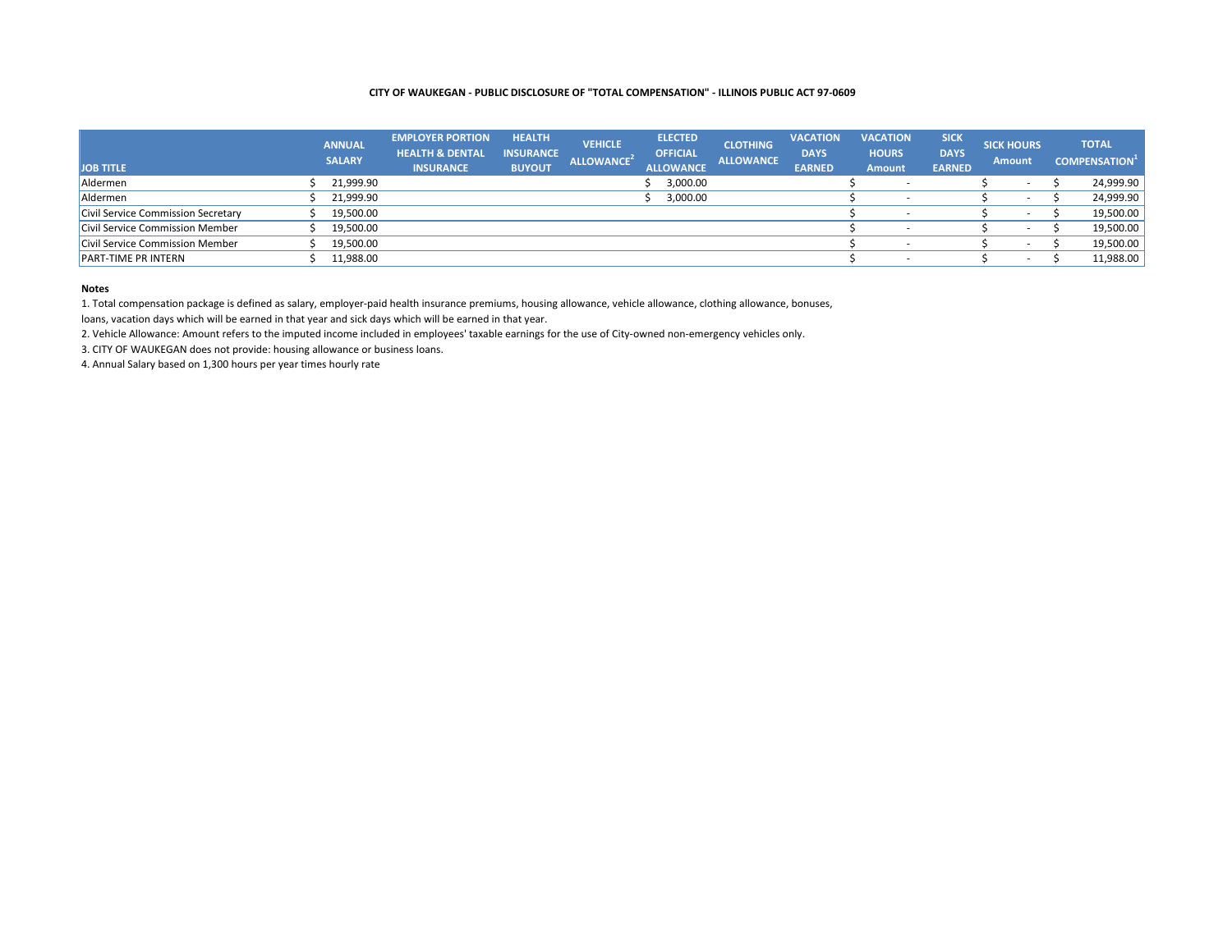CITY OF WAUKEGAN - PUBLIC DISCLOSURE OF "TOTAL COMPENSATION" - ILLINOIS PUBLIC ACT 97-0609

| JOB TITLE | ANNUAL SALARY | EMPLOYER PORTION HEALTH & DENTAL INSURANCE | HEALTH INSURANCE BUYOUT | VEHICLE ALLOWANCE[2] | ELECTED OFFICIAL ALLOWANCE | CLOTHING ALLOWANCE | VACATION DAYS EARNED | VACATION HOURS Amount | SICK DAYS EARNED | SICK HOURS Amount | TOTAL COMPENSATION[1] |
|---|---|---|---|---|---|---|---|---|---|---|---|
| Aldermen | $ 21,999.90 | | | | $ 3,000.00 | | | $ - | | $ - | $ 24,999.90 |
| Aldermen | $ 21,999.90 | | | | $ 3,000.00 | | | $ - | | $ - | $ 24,999.90 |
| Civil Service Commission Secretary | $ 19,500.00 | | | | | | | $ - | | $ - | $ 19,500.00 |
| Civil Service Commission Member | $ 19,500.00 | | | | | | | $ - | | $ - | $ 19,500.00 |
| Civil Service Commission Member | $ 19,500.00 | | | | | | | $ - | | $ - | $ 19,500.00 |
| PART-TIME PR INTERN | $ 11,988.00 | | | | | | | $ - | | $ - | $ 11,988.00 |

**Notes**

1. Total compensation package is defined as salary, employer-paid health insurance premiums, housing allowance, vehicle allowance, clothing allowance, bonuses, loans, vacation days which will be earned in that year and sick days which will be earned in that year.
2. Vehicle Allowance: Amount refers to the imputed income included in employees' taxable earnings for the use of City-owned non-emergency vehicles only.
3. CITY OF WAUKEGAN does not provide: housing allowance or business loans.
4. Annual Salary based on 1,300 hours per year times hourly rate